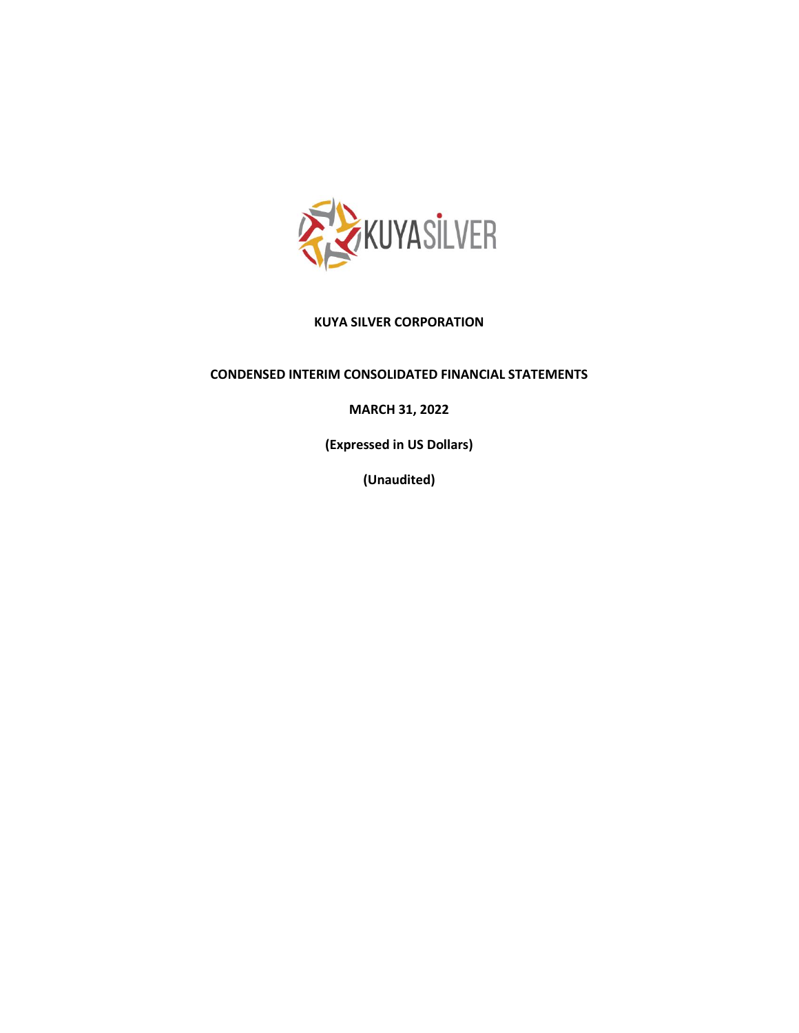# KUYA SILVER CORPORATION

## CONDENSED INTERIM CONSOLIDATED FINANCIAL STATEMENTS

**MARCH 31, 2022**

**(Expressed in US Dollars)**

**(Unaudited)**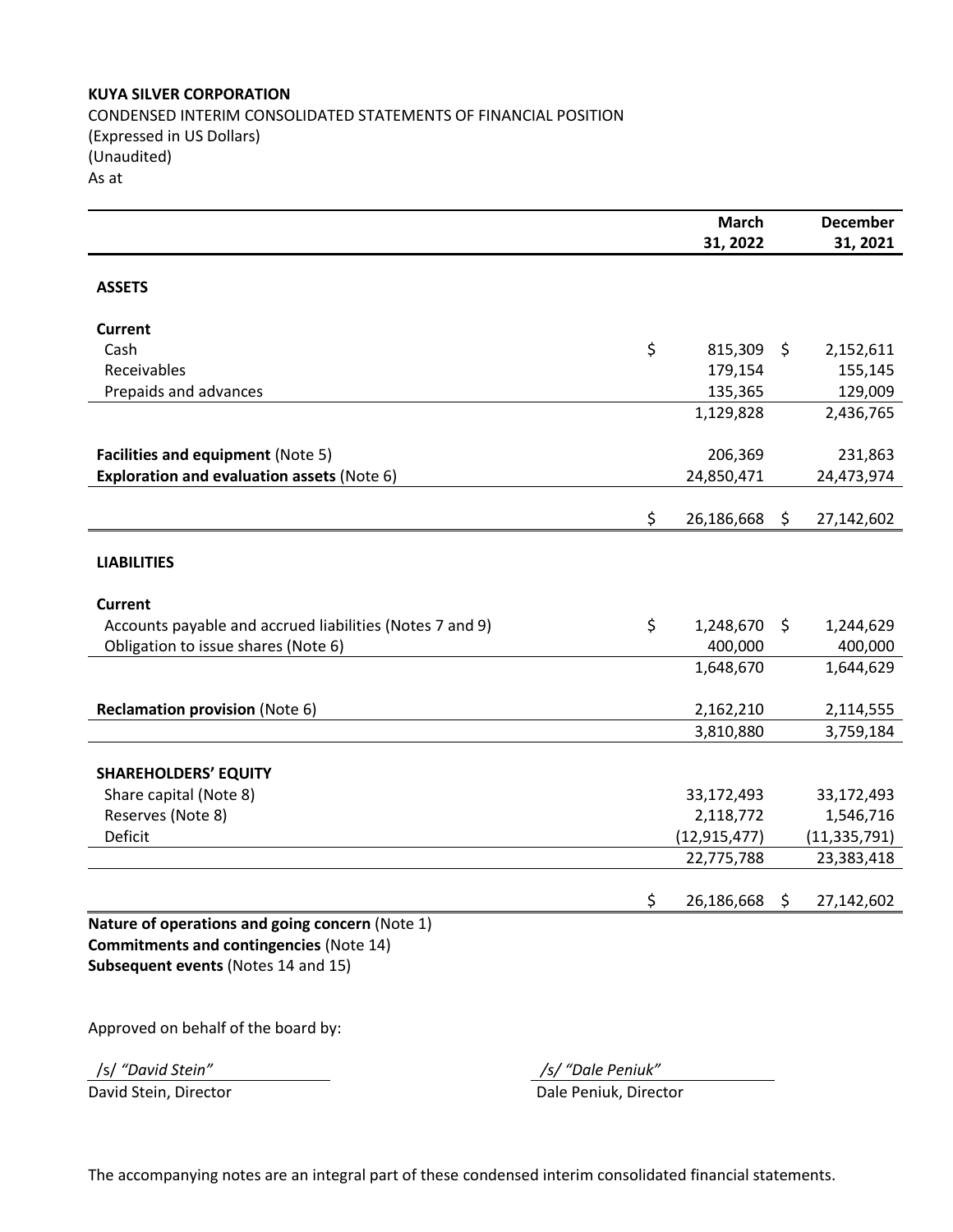**KUYA SILVER CORPORATION**

CONDENSED INTERIM CONSOLIDATED STATEMENTS OF FINANCIAL POSITION
(Expressed in US Dollars)
(Unaudited)
As at

| | March 31, 2022 | December 31, 2021 |
|---|---|---|
| **ASSETS** | | |
| **Current** | | |
| Cash | $ 815,309 | $ 2,152,611 |
| Receivables | 179,154 | 155,145 |
| Prepaids and advances | 135,365 | 129,009 |
| | 1,129,828 | 2,436,765 |
| **Facilities and equipment** (Note 5) | 206,369 | 231,863 |
| **Exploration and evaluation assets** (Note 6) | 24,850,471 | 24,473,974 |
| | $ 26,186,668 | $ 27,142,602 |
| **LIABILITIES** | | |
| **Current** | | |
| Accounts payable and accrued liabilities (Notes 7 and 9) | $ 1,248,670 | $ 1,244,629 |
| Obligation to issue shares (Note 6) | 400,000 | 400,000 |
| | 1,648,670 | 1,644,629 |
| **Reclamation provision** (Note 6) | 2,162,210 | 2,114,555 |
| | 3,810,880 | 3,759,184 |
| **SHAREHOLDERS' EQUITY** | | |
| Share capital (Note 8) | 33,172,493 | 33,172,493 |
| Reserves (Note 8) | 2,118,772 | 1,546,716 |
| Deficit | (12,915,477) | (11,335,791) |
| | 22,775,788 | 23,383,418 |
| | $ 26,186,668 | $ 27,142,602 |

**Nature of operations and going concern** (Note 1)
**Commitments and contingencies** (Note 14)
**Subsequent events** (Notes 14 and 15)

Approved on behalf of the board by:

/s/ "David Stein"
David Stein, Director

/s/ "Dale Peniuk"
Dale Peniuk, Director

The accompanying notes are an integral part of these condensed interim consolidated financial statements.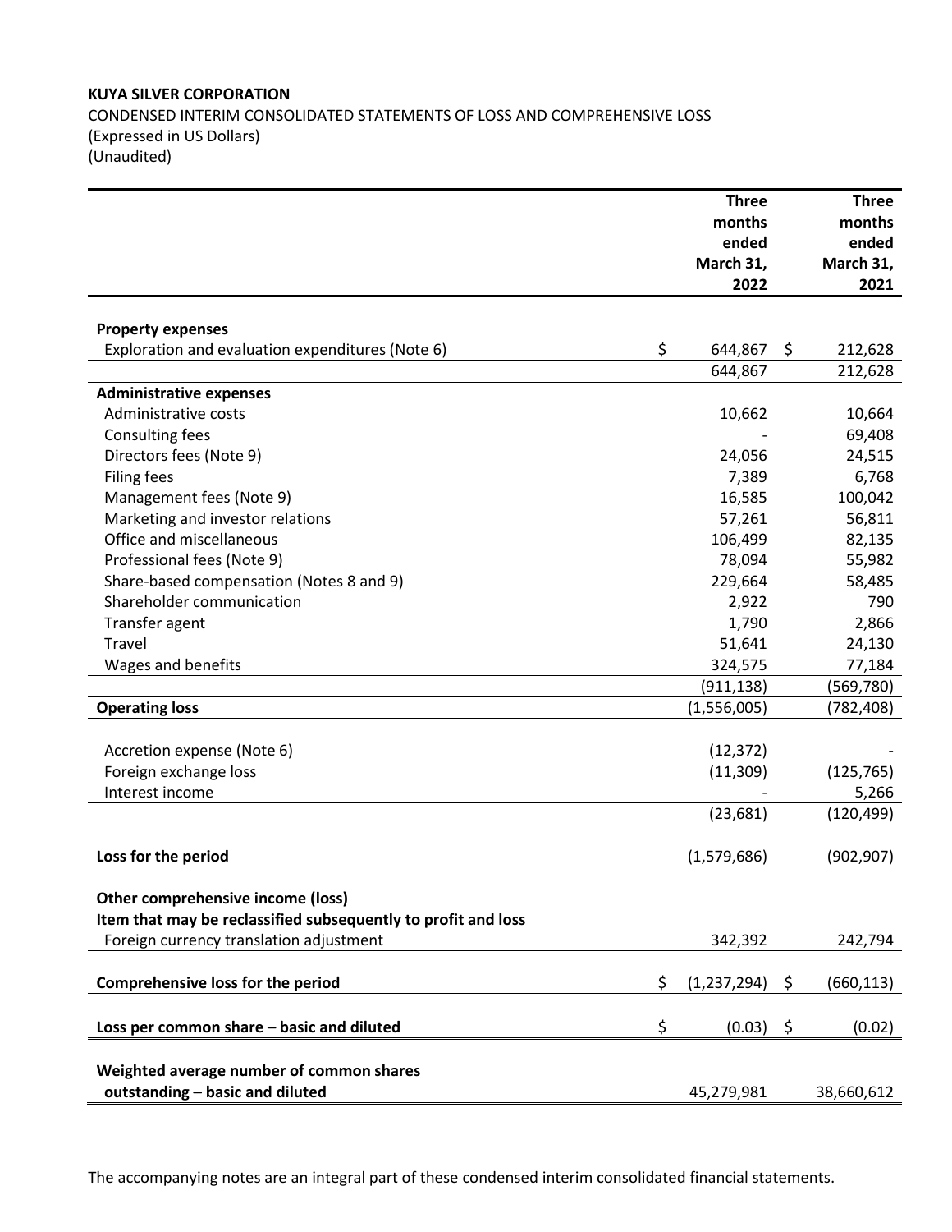**KUYA SILVER CORPORATION**
CONDENSED INTERIM CONSOLIDATED STATEMENTS OF LOSS AND COMPREHENSIVE LOSS
(Expressed in US Dollars)
(Unaudited)

| | Three months ended March 31, 2022 | Three months ended March 31, 2021 |
|---|---|---|
| **Property expenses** | | |
| Exploration and evaluation expenditures (Note 6) | $ 644,867 | $ 212,628 |
| | 644,867 | 212,628 |
| **Administrative expenses** | | |
| Administrative costs | 10,662 | 10,664 |
| Consulting fees | - | 69,408 |
| Directors fees (Note 9) | 24,056 | 24,515 |
| Filing fees | 7,389 | 6,768 |
| Management fees (Note 9) | 16,585 | 100,042 |
| Marketing and investor relations | 57,261 | 56,811 |
| Office and miscellaneous | 106,499 | 82,135 |
| Professional fees (Note 9) | 78,094 | 55,982 |
| Share-based compensation (Notes 8 and 9) | 229,664 | 58,485 |
| Shareholder communication | 2,922 | 790 |
| Transfer agent | 1,790 | 2,866 |
| Travel | 51,641 | 24,130 |
| Wages and benefits | 324,575 | 77,184 |
| | (911,138) | (569,780) |
| **Operating loss** | (1,556,005) | (782,408) |
| Accretion expense (Note 6) | (12,372) | - |
| Foreign exchange loss | (11,309) | (125,765) |
| Interest income | - | 5,266 |
| | (23,681) | (120,499) |
| **Loss for the period** | (1,579,686) | (902,907) |
| **Other comprehensive income (loss)** | | |
| **Item that may be reclassified subsequently to profit and loss** | | |
| Foreign currency translation adjustment | 342,392 | 242,794 |
| **Comprehensive loss for the period** | $ (1,237,294) | $ (660,113) |
| **Loss per common share – basic and diluted** | $ (0.03) | $ (0.02) |
| **Weighted average number of common shares outstanding – basic and diluted** | 45,279,981 | 38,660,612 |

The accompanying notes are an integral part of these condensed interim consolidated financial statements.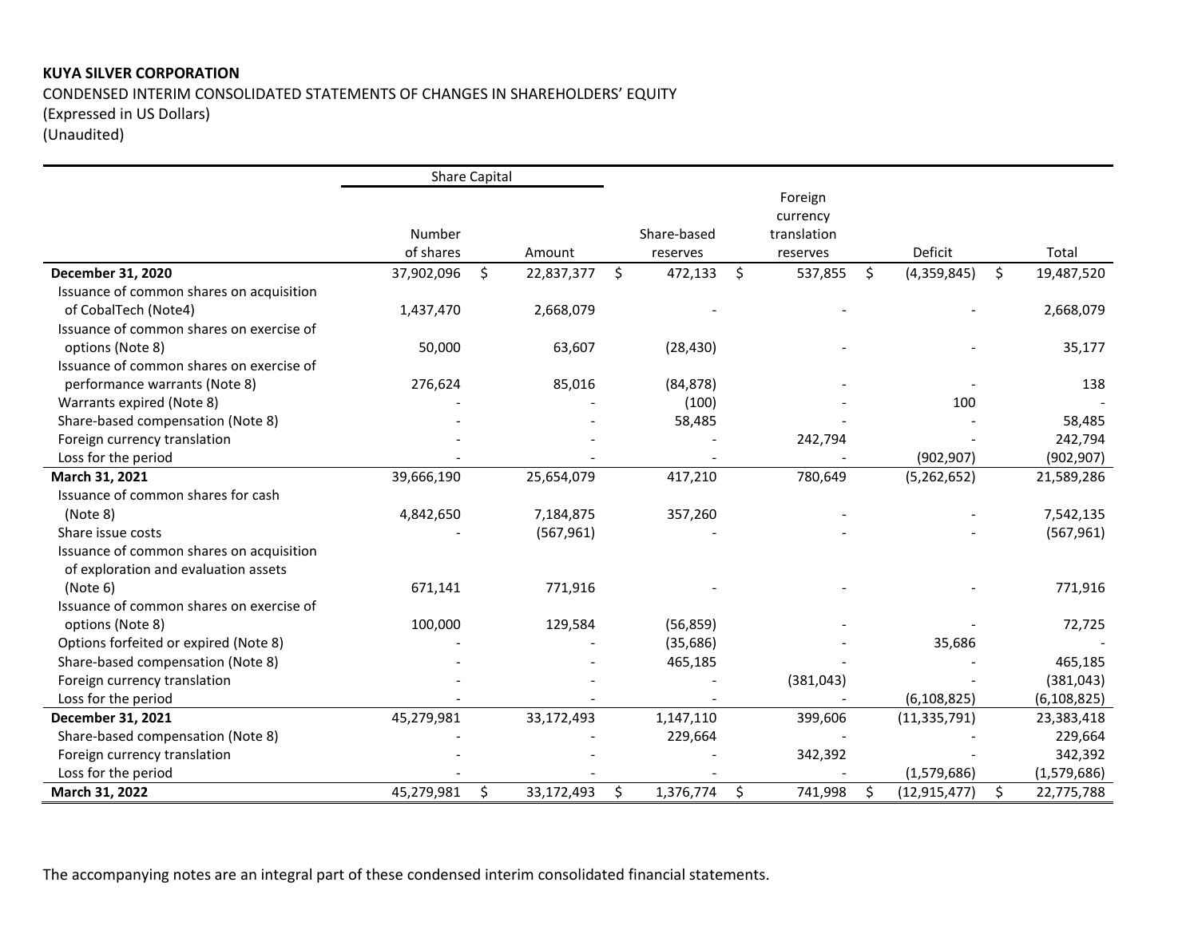**KUYA SILVER CORPORATION**

CONDENSED INTERIM CONSOLIDATED STATEMENTS OF CHANGES IN SHAREHOLDERS' EQUITY
(Expressed in US Dollars)
(Unaudited)

| | Share Capital | | | | | |
|---|---|---|---|---|---|---|
| | Number of shares | Amount | Share-based reserves | Foreign currency translation reserves | Deficit | Total |
| **December 31, 2020** | 37,902,096 | $ 22,837,377 | $ 472,133 | $ 537,855 | $ (4,359,845) | $ 19,487,520 |
| Issuance of common shares on acquisition of CobalTech (Note4) | 1,437,470 | 2,668,079 | - | - | - | 2,668,079 |
| Issuance of common shares on exercise of options (Note 8) | 50,000 | 63,607 | (28,430) | - | - | 35,177 |
| Issuance of common shares on exercise of performance warrants (Note 8) | 276,624 | 85,016 | (84,878) | - | - | 138 |
| Warrants expired (Note 8) | - | - | (100) | - | 100 | - |
| Share-based compensation (Note 8) | - | - | 58,485 | - | - | 58,485 |
| Foreign currency translation | - | - | - | 242,794 | - | 242,794 |
| Loss for the period | - | - | - | - | (902,907) | (902,907) |
| **March 31, 2021** | 39,666,190 | 25,654,079 | 417,210 | 780,649 | (5,262,652) | 21,589,286 |
| Issuance of common shares for cash (Note 8) | 4,842,650 | 7,184,875 | 357,260 | - | - | 7,542,135 |
| Share issue costs | - | (567,961) | - | - | - | (567,961) |
| Issuance of common shares on acquisition of exploration and evaluation assets (Note 6) | 671,141 | 771,916 | - | - | - | 771,916 |
| Issuance of common shares on exercise of options (Note 8) | 100,000 | 129,584 | (56,859) | - | - | 72,725 |
| Options forfeited or expired (Note 8) | - | - | (35,686) | - | 35,686 | - |
| Share-based compensation (Note 8) | - | - | 465,185 | - | - | 465,185 |
| Foreign currency translation | - | - | - | (381,043) | - | (381,043) |
| Loss for the period | - | - | - | - | (6,108,825) | (6,108,825) |
| **December 31, 2021** | 45,279,981 | 33,172,493 | 1,147,110 | 399,606 | (11,335,791) | 23,383,418 |
| Share-based compensation (Note 8) | - | - | 229,664 | - | - | 229,664 |
| Foreign currency translation | - | - | - | 342,392 | - | 342,392 |
| Loss for the period | - | - | - | - | (1,579,686) | (1,579,686) |
| **March 31, 2022** | 45,279,981 | $ 33,172,493 | $ 1,376,774 | $ 741,998 | $ (12,915,477) | $ 22,775,788 |

The accompanying notes are an integral part of these condensed interim consolidated financial statements.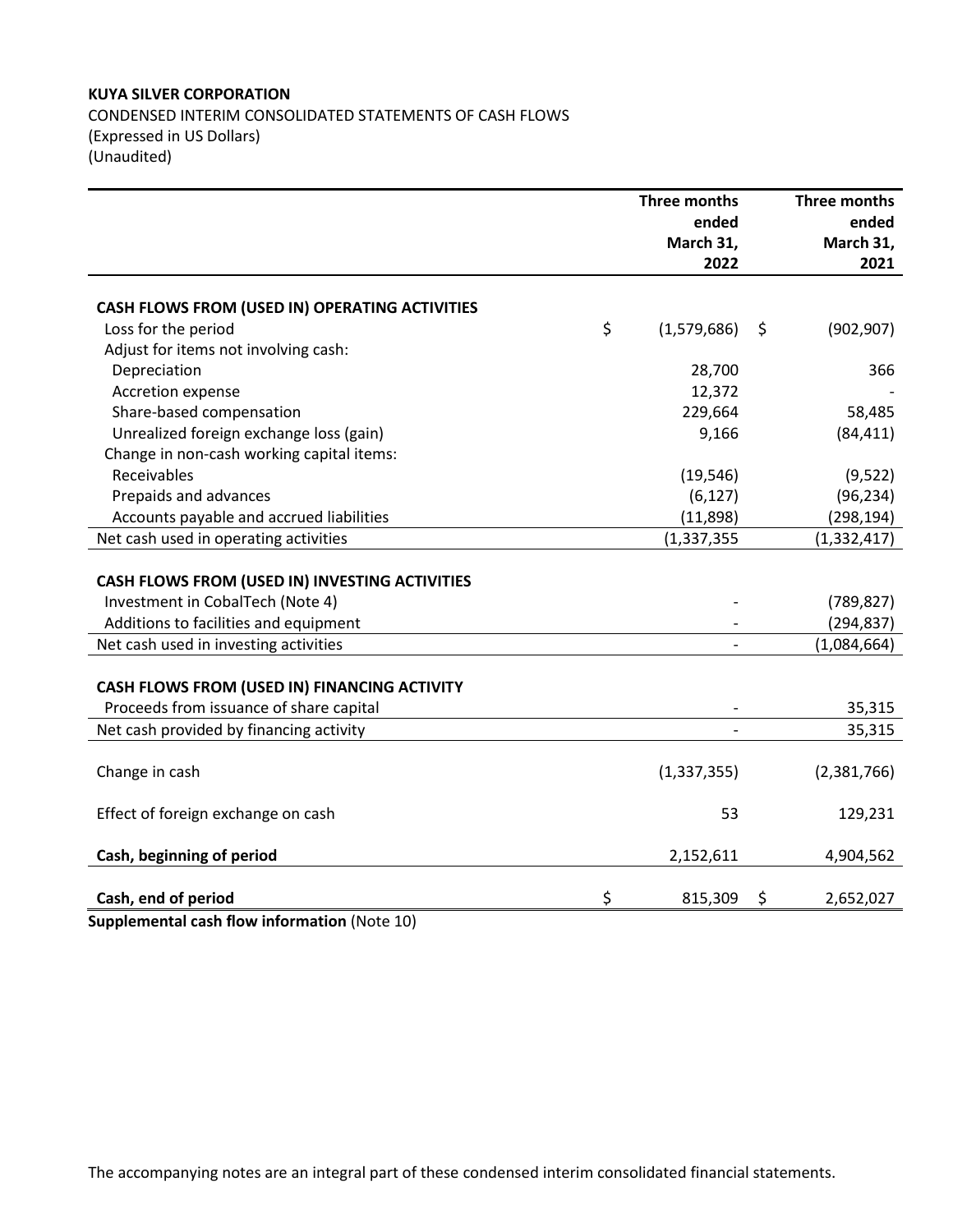**KUYA SILVER CORPORATION**

CONDENSED INTERIM CONSOLIDATED STATEMENTS OF CASH FLOWS
(Expressed in US Dollars)
(Unaudited)

| | Three months ended March 31, 2022 | Three months ended March 31, 2021 |
|---|---|---|
| **CASH FLOWS FROM (USED IN) OPERATING ACTIVITIES** | | |
| Loss for the period | $ (1,579,686) | $ (902,907) |
| Adjust for items not involving cash: | | |
| Depreciation | 28,700 | 366 |
| Accretion expense | 12,372 | - |
| Share-based compensation | 229,664 | 58,485 |
| Unrealized foreign exchange loss (gain) | 9,166 | (84,411) |
| Change in non-cash working capital items: | | |
| Receivables | (19,546) | (9,522) |
| Prepaids and advances | (6,127) | (96,234) |
| Accounts payable and accrued liabilities | (11,898) | (298,194) |
| Net cash used in operating activities | (1,337,355 | (1,332,417) |
| **CASH FLOWS FROM (USED IN) INVESTING ACTIVITIES** | | |
| Investment in CobalTech (Note 4) | - | (789,827) |
| Additions to facilities and equipment | - | (294,837) |
| Net cash used in investing activities | - | (1,084,664) |
| **CASH FLOWS FROM (USED IN) FINANCING ACTIVITY** | | |
| Proceeds from issuance of share capital | - | 35,315 |
| Net cash provided by financing activity | - | 35,315 |
| Change in cash | (1,337,355) | (2,381,766) |
| Effect of foreign exchange on cash | 53 | 129,231 |
| **Cash, beginning of period** | 2,152,611 | 4,904,562 |
| **Cash, end of period** | $ 815,309 | $ 2,652,027 |

**Supplemental cash flow information** (Note 10)

The accompanying notes are an integral part of these condensed interim consolidated financial statements.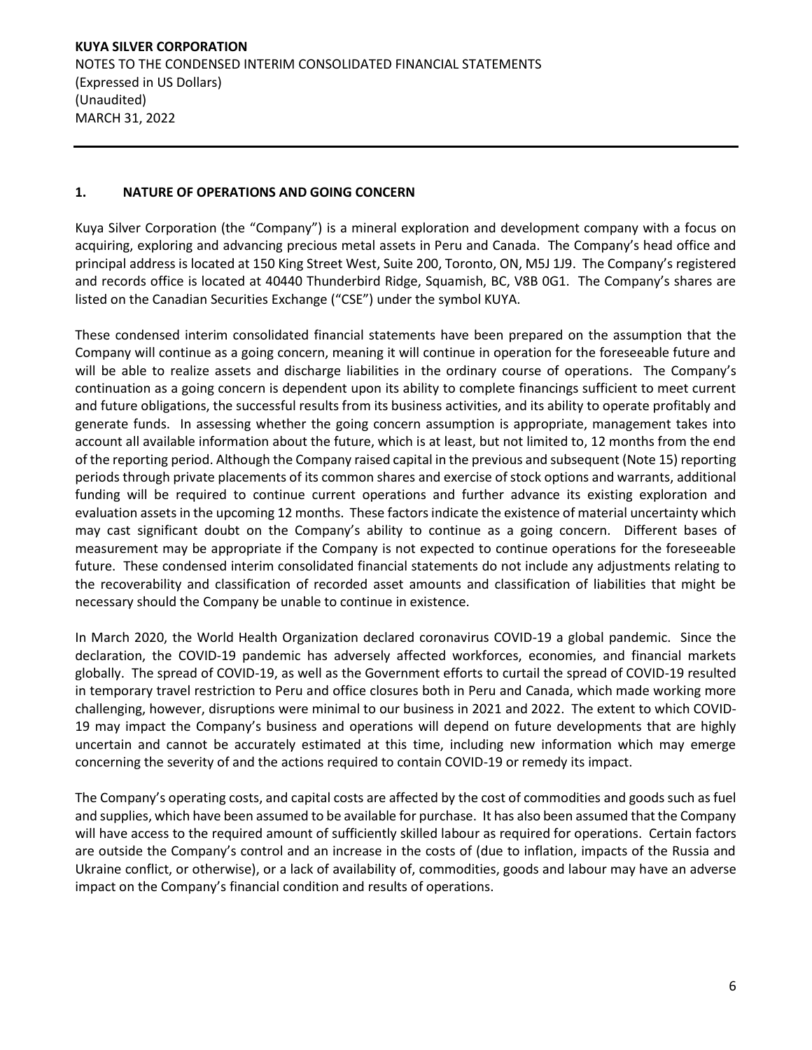## 1. NATURE OF OPERATIONS AND GOING CONCERN

Kuya Silver Corporation (the "Company") is a mineral exploration and development company with a focus on acquiring, exploring and advancing precious metal assets in Peru and Canada. The Company's head office and principal address is located at 150 King Street West, Suite 200, Toronto, ON, M5J 1J9. The Company's registered and records office is located at 40440 Thunderbird Ridge, Squamish, BC, V8B 0G1. The Company's shares are listed on the Canadian Securities Exchange ("CSE") under the symbol KUYA.

These condensed interim consolidated financial statements have been prepared on the assumption that the Company will continue as a going concern, meaning it will continue in operation for the foreseeable future and will be able to realize assets and discharge liabilities in the ordinary course of operations. The Company's continuation as a going concern is dependent upon its ability to complete financings sufficient to meet current and future obligations, the successful results from its business activities, and its ability to operate profitably and generate funds. In assessing whether the going concern assumption is appropriate, management takes into account all available information about the future, which is at least, but not limited to, 12 months from the end of the reporting period. Although the Company raised capital in the previous and subsequent (Note 15) reporting periods through private placements of its common shares and exercise of stock options and warrants, additional funding will be required to continue current operations and further advance its existing exploration and evaluation assets in the upcoming 12 months. These factors indicate the existence of material uncertainty which may cast significant doubt on the Company's ability to continue as a going concern. Different bases of measurement may be appropriate if the Company is not expected to continue operations for the foreseeable future. These condensed interim consolidated financial statements do not include any adjustments relating to the recoverability and classification of recorded asset amounts and classification of liabilities that might be necessary should the Company be unable to continue in existence.

In March 2020, the World Health Organization declared coronavirus COVID-19 a global pandemic. Since the declaration, the COVID-19 pandemic has adversely affected workforces, economies, and financial markets globally. The spread of COVID-19, as well as the Government efforts to curtail the spread of COVID-19 resulted in temporary travel restriction to Peru and office closures both in Peru and Canada, which made working more challenging, however, disruptions were minimal to our business in 2021 and 2022. The extent to which COVID-19 may impact the Company's business and operations will depend on future developments that are highly uncertain and cannot be accurately estimated at this time, including new information which may emerge concerning the severity of and the actions required to contain COVID-19 or remedy its impact.

The Company's operating costs, and capital costs are affected by the cost of commodities and goods such as fuel and supplies, which have been assumed to be available for purchase. It has also been assumed that the Company will have access to the required amount of sufficiently skilled labour as required for operations. Certain factors are outside the Company's control and an increase in the costs of (due to inflation, impacts of the Russia and Ukraine conflict, or otherwise), or a lack of availability of, commodities, goods and labour may have an adverse impact on the Company's financial condition and results of operations.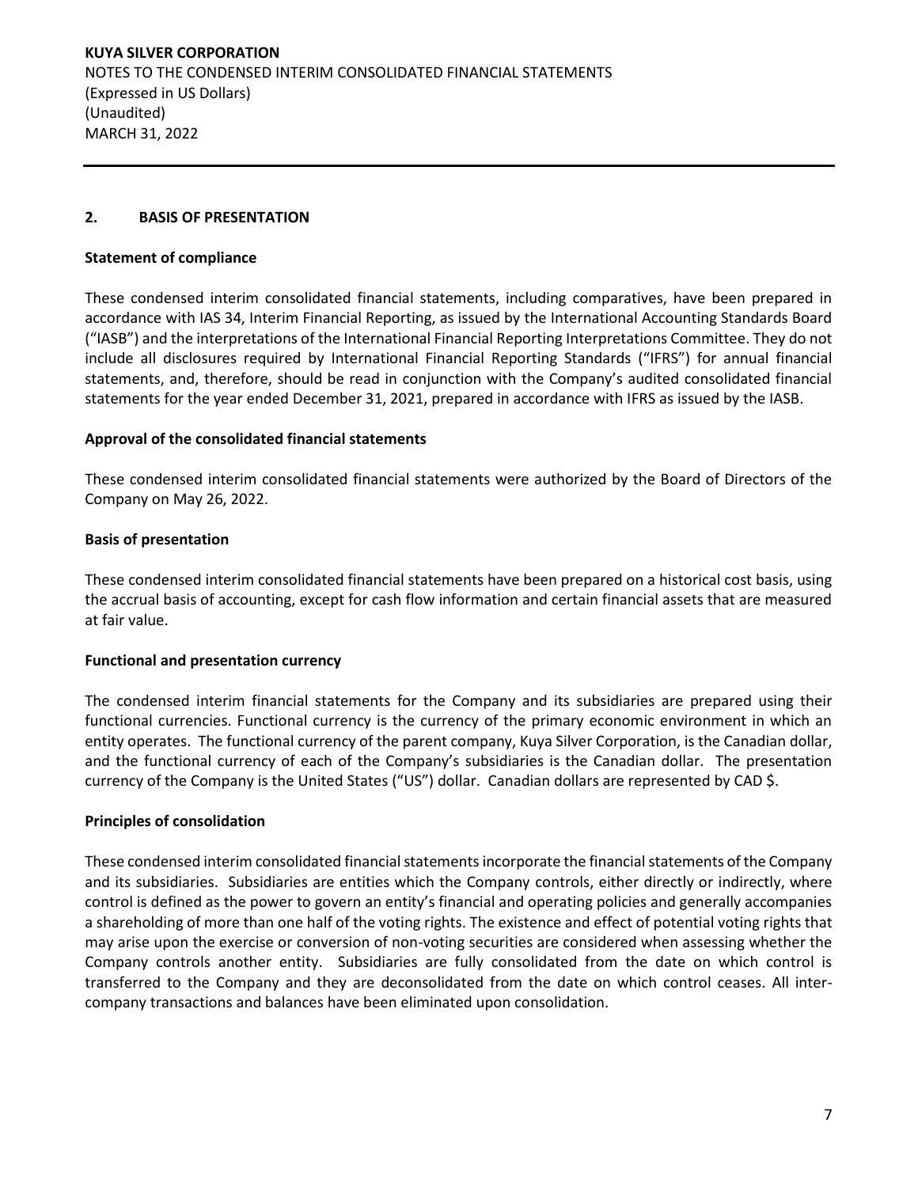## 2. BASIS OF PRESENTATION

### Statement of compliance

These condensed interim consolidated financial statements, including comparatives, have been prepared in accordance with IAS 34, Interim Financial Reporting, as issued by the International Accounting Standards Board ("IASB") and the interpretations of the International Financial Reporting Interpretations Committee. They do not include all disclosures required by International Financial Reporting Standards ("IFRS") for annual financial statements, and, therefore, should be read in conjunction with the Company's audited consolidated financial statements for the year ended December 31, 2021, prepared in accordance with IFRS as issued by the IASB.

### Approval of the consolidated financial statements

These condensed interim consolidated financial statements were authorized by the Board of Directors of the Company on May 26, 2022.

### Basis of presentation

These condensed interim consolidated financial statements have been prepared on a historical cost basis, using the accrual basis of accounting, except for cash flow information and certain financial assets that are measured at fair value.

### Functional and presentation currency

The condensed interim financial statements for the Company and its subsidiaries are prepared using their functional currencies. Functional currency is the currency of the primary economic environment in which an entity operates. The functional currency of the parent company, Kuya Silver Corporation, is the Canadian dollar, and the functional currency of each of the Company's subsidiaries is the Canadian dollar. The presentation currency of the Company is the United States ("US") dollar. Canadian dollars are represented by CAD $.

### Principles of consolidation

These condensed interim consolidated financial statements incorporate the financial statements of the Company and its subsidiaries. Subsidiaries are entities which the Company controls, either directly or indirectly, where control is defined as the power to govern an entity's financial and operating policies and generally accompanies a shareholding of more than one half of the voting rights. The existence and effect of potential voting rights that may arise upon the exercise or conversion of non-voting securities are considered when assessing whether the Company controls another entity. Subsidiaries are fully consolidated from the date on which control is transferred to the Company and they are deconsolidated from the date on which control ceases. All inter-company transactions and balances have been eliminated upon consolidation.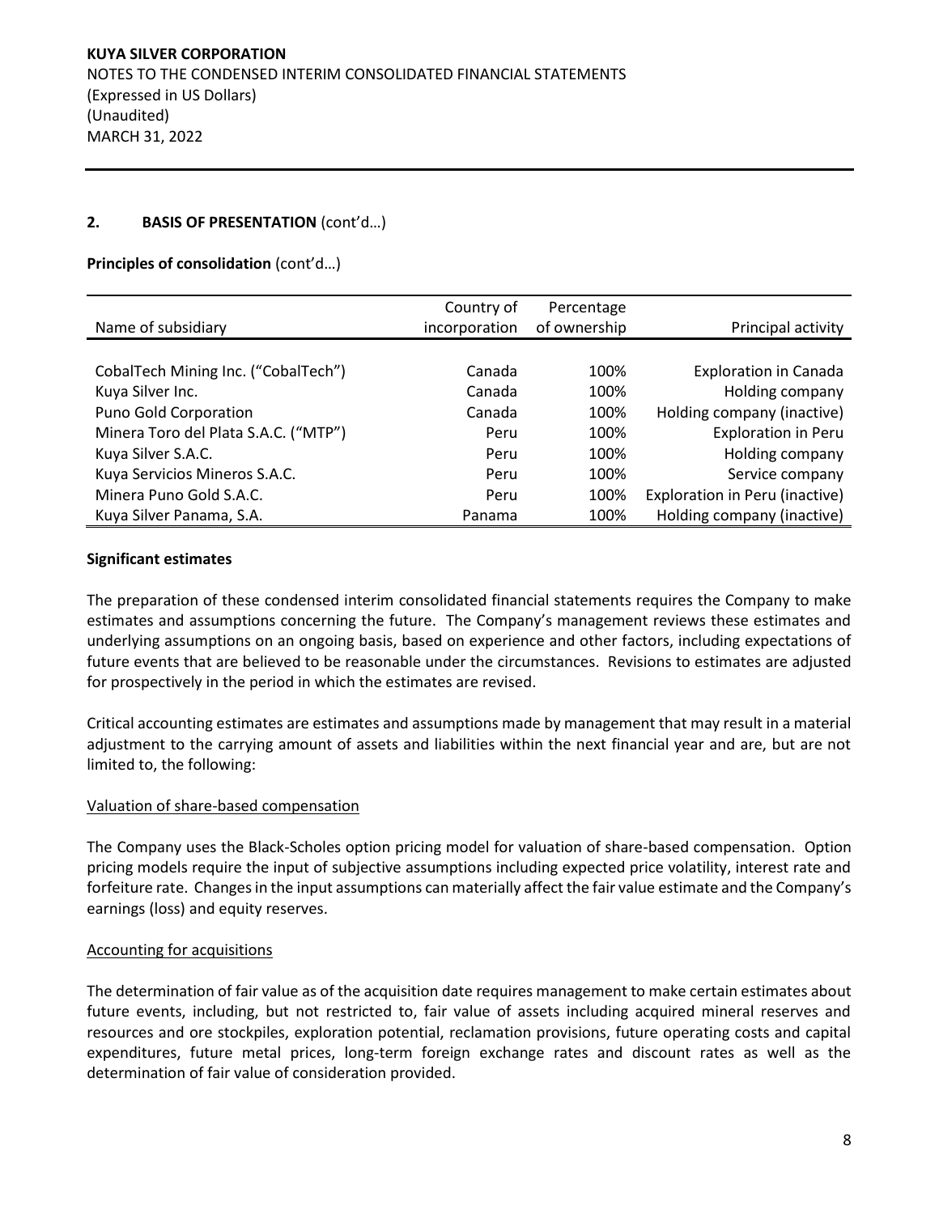## 2. BASIS OF PRESENTATION (cont'd…)

**Principles of consolidation** (cont'd…)

| Name of subsidiary | Country of incorporation | Percentage of ownership | Principal activity |
|---|---|---|---|
| CobalTech Mining Inc. ("CobalTech") | Canada | 100% | Exploration in Canada |
| Kuya Silver Inc. | Canada | 100% | Holding company |
| Puno Gold Corporation | Canada | 100% | Holding company (inactive) |
| Minera Toro del Plata S.A.C. ("MTP") | Peru | 100% | Exploration in Peru |
| Kuya Silver S.A.C. | Peru | 100% | Holding company |
| Kuya Servicios Mineros S.A.C. | Peru | 100% | Service company |
| Minera Puno Gold S.A.C. | Peru | 100% | Exploration in Peru (inactive) |
| Kuya Silver Panama, S.A. | Panama | 100% | Holding company (inactive) |

**Significant estimates**

The preparation of these condensed interim consolidated financial statements requires the Company to make estimates and assumptions concerning the future. The Company's management reviews these estimates and underlying assumptions on an ongoing basis, based on experience and other factors, including expectations of future events that are believed to be reasonable under the circumstances. Revisions to estimates are adjusted for prospectively in the period in which the estimates are revised.

Critical accounting estimates are estimates and assumptions made by management that may result in a material adjustment to the carrying amount of assets and liabilities within the next financial year and are, but are not limited to, the following:

Valuation of share-based compensation

The Company uses the Black-Scholes option pricing model for valuation of share-based compensation. Option pricing models require the input of subjective assumptions including expected price volatility, interest rate and forfeiture rate. Changes in the input assumptions can materially affect the fair value estimate and the Company's earnings (loss) and equity reserves.

Accounting for acquisitions

The determination of fair value as of the acquisition date requires management to make certain estimates about future events, including, but not restricted to, fair value of assets including acquired mineral reserves and resources and ore stockpiles, exploration potential, reclamation provisions, future operating costs and capital expenditures, future metal prices, long-term foreign exchange rates and discount rates as well as the determination of fair value of consideration provided.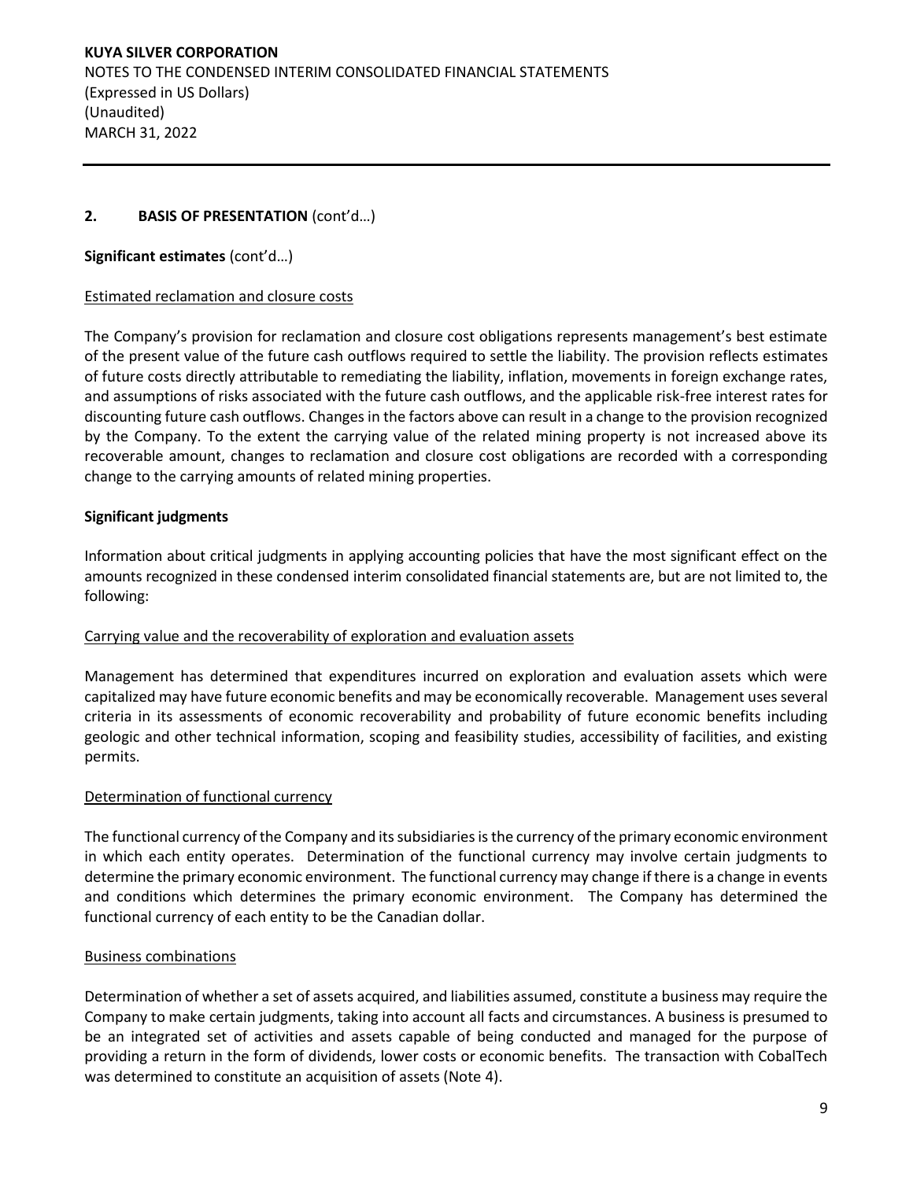## 2. BASIS OF PRESENTATION (cont'd…)

**Significant estimates** (cont'd…)

Estimated reclamation and closure costs

The Company's provision for reclamation and closure cost obligations represents management's best estimate of the present value of the future cash outflows required to settle the liability. The provision reflects estimates of future costs directly attributable to remediating the liability, inflation, movements in foreign exchange rates, and assumptions of risks associated with the future cash outflows, and the applicable risk-free interest rates for discounting future cash outflows. Changes in the factors above can result in a change to the provision recognized by the Company. To the extent the carrying value of the related mining property is not increased above its recoverable amount, changes to reclamation and closure cost obligations are recorded with a corresponding change to the carrying amounts of related mining properties.

**Significant judgments**

Information about critical judgments in applying accounting policies that have the most significant effect on the amounts recognized in these condensed interim consolidated financial statements are, but are not limited to, the following:

Carrying value and the recoverability of exploration and evaluation assets

Management has determined that expenditures incurred on exploration and evaluation assets which were capitalized may have future economic benefits and may be economically recoverable. Management uses several criteria in its assessments of economic recoverability and probability of future economic benefits including geologic and other technical information, scoping and feasibility studies, accessibility of facilities, and existing permits.

Determination of functional currency

The functional currency of the Company and its subsidiaries is the currency of the primary economic environment in which each entity operates. Determination of the functional currency may involve certain judgments to determine the primary economic environment. The functional currency may change if there is a change in events and conditions which determines the primary economic environment. The Company has determined the functional currency of each entity to be the Canadian dollar.

Business combinations

Determination of whether a set of assets acquired, and liabilities assumed, constitute a business may require the Company to make certain judgments, taking into account all facts and circumstances. A business is presumed to be an integrated set of activities and assets capable of being conducted and managed for the purpose of providing a return in the form of dividends, lower costs or economic benefits. The transaction with CobalTech was determined to constitute an acquisition of assets (Note 4).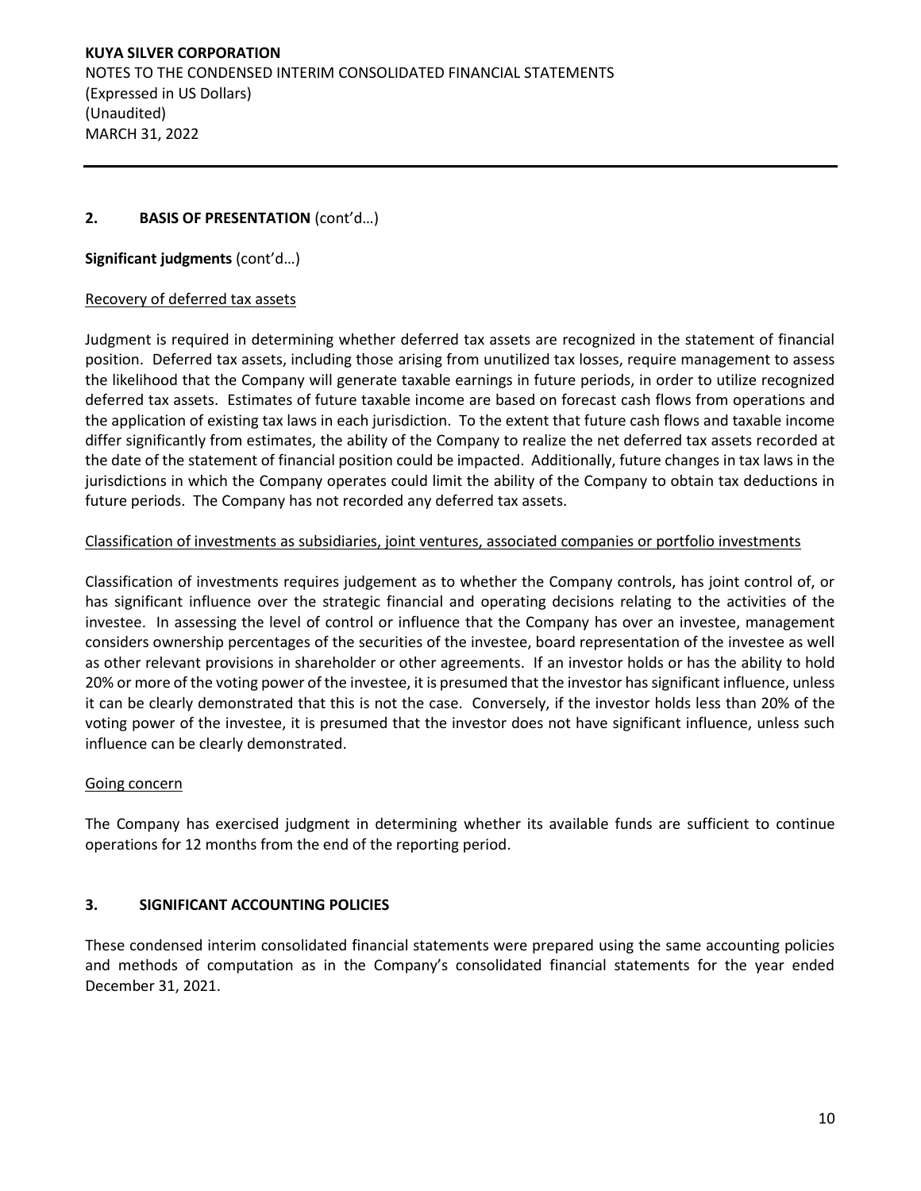## 2. BASIS OF PRESENTATION (cont'd…)

**Significant judgments** (cont'd…)

Recovery of deferred tax assets

Judgment is required in determining whether deferred tax assets are recognized in the statement of financial position. Deferred tax assets, including those arising from unutilized tax losses, require management to assess the likelihood that the Company will generate taxable earnings in future periods, in order to utilize recognized deferred tax assets. Estimates of future taxable income are based on forecast cash flows from operations and the application of existing tax laws in each jurisdiction. To the extent that future cash flows and taxable income differ significantly from estimates, the ability of the Company to realize the net deferred tax assets recorded at the date of the statement of financial position could be impacted. Additionally, future changes in tax laws in the jurisdictions in which the Company operates could limit the ability of the Company to obtain tax deductions in future periods. The Company has not recorded any deferred tax assets.

Classification of investments as subsidiaries, joint ventures, associated companies or portfolio investments

Classification of investments requires judgement as to whether the Company controls, has joint control of, or has significant influence over the strategic financial and operating decisions relating to the activities of the investee. In assessing the level of control or influence that the Company has over an investee, management considers ownership percentages of the securities of the investee, board representation of the investee as well as other relevant provisions in shareholder or other agreements. If an investor holds or has the ability to hold 20% or more of the voting power of the investee, it is presumed that the investor has significant influence, unless it can be clearly demonstrated that this is not the case. Conversely, if the investor holds less than 20% of the voting power of the investee, it is presumed that the investor does not have significant influence, unless such influence can be clearly demonstrated.

Going concern

The Company has exercised judgment in determining whether its available funds are sufficient to continue operations for 12 months from the end of the reporting period.

## 3. SIGNIFICANT ACCOUNTING POLICIES

These condensed interim consolidated financial statements were prepared using the same accounting policies and methods of computation as in the Company's consolidated financial statements for the year ended December 31, 2021.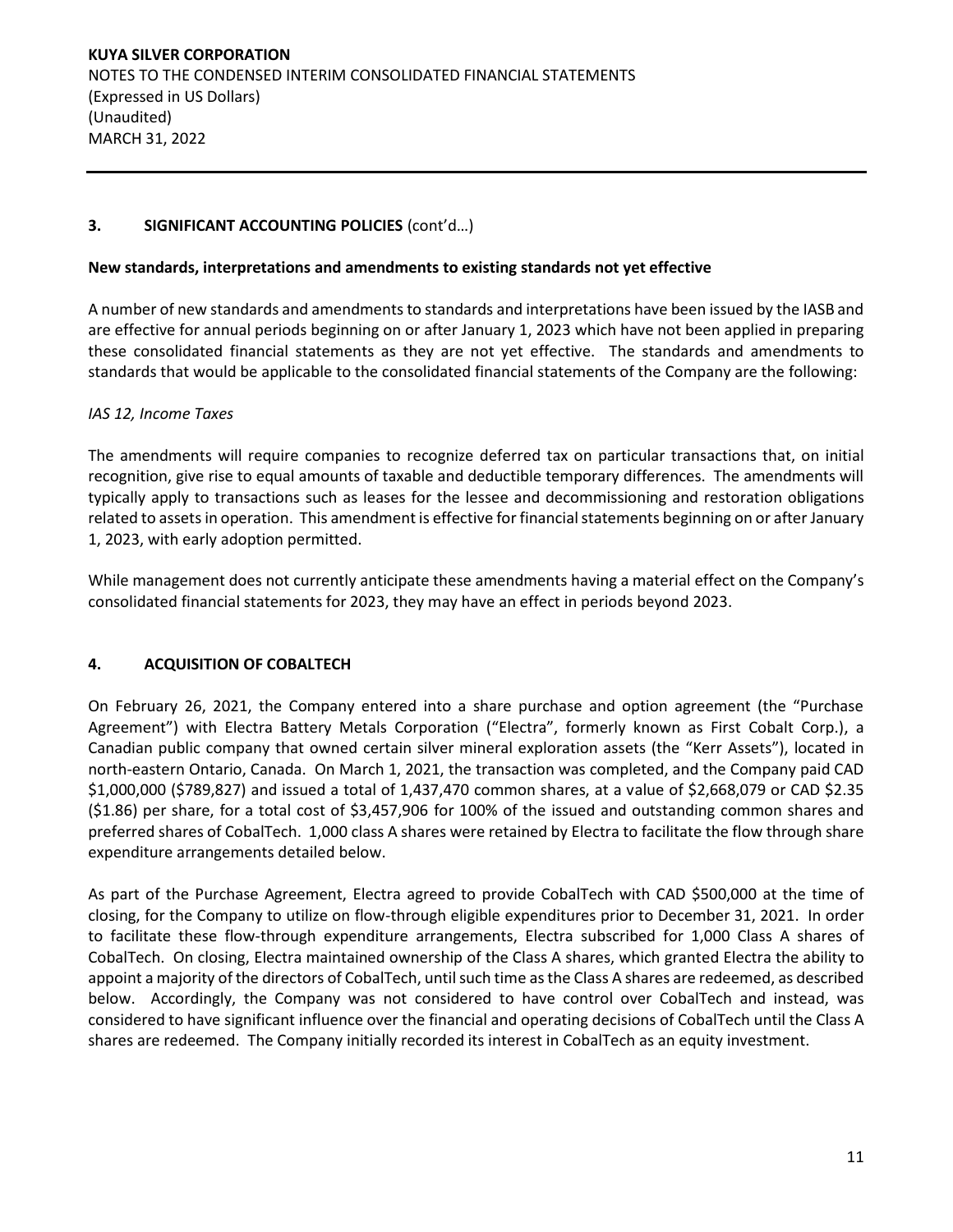## 3. SIGNIFICANT ACCOUNTING POLICIES (cont'd…)

### New standards, interpretations and amendments to existing standards not yet effective

A number of new standards and amendments to standards and interpretations have been issued by the IASB and are effective for annual periods beginning on or after January 1, 2023 which have not been applied in preparing these consolidated financial statements as they are not yet effective. The standards and amendments to standards that would be applicable to the consolidated financial statements of the Company are the following:

*IAS 12, Income Taxes*

The amendments will require companies to recognize deferred tax on particular transactions that, on initial recognition, give rise to equal amounts of taxable and deductible temporary differences. The amendments will typically apply to transactions such as leases for the lessee and decommissioning and restoration obligations related to assets in operation. This amendment is effective for financial statements beginning on or after January 1, 2023, with early adoption permitted.

While management does not currently anticipate these amendments having a material effect on the Company's consolidated financial statements for 2023, they may have an effect in periods beyond 2023.

## 4. ACQUISITION OF COBALTECH

On February 26, 2021, the Company entered into a share purchase and option agreement (the "Purchase Agreement") with Electra Battery Metals Corporation ("Electra", formerly known as First Cobalt Corp.), a Canadian public company that owned certain silver mineral exploration assets (the "Kerr Assets"), located in north-eastern Ontario, Canada. On March 1, 2021, the transaction was completed, and the Company paid CAD $1,000,000 ($789,827) and issued a total of 1,437,470 common shares, at a value of $2,668,079 or CAD $2.35 ($1.86) per share, for a total cost of $3,457,906 for 100% of the issued and outstanding common shares and preferred shares of CobalTech. 1,000 class A shares were retained by Electra to facilitate the flow through share expenditure arrangements detailed below.

As part of the Purchase Agreement, Electra agreed to provide CobalTech with CAD $500,000 at the time of closing, for the Company to utilize on flow-through eligible expenditures prior to December 31, 2021. In order to facilitate these flow-through expenditure arrangements, Electra subscribed for 1,000 Class A shares of CobalTech. On closing, Electra maintained ownership of the Class A shares, which granted Electra the ability to appoint a majority of the directors of CobalTech, until such time as the Class A shares are redeemed, as described below. Accordingly, the Company was not considered to have control over CobalTech and instead, was considered to have significant influence over the financial and operating decisions of CobalTech until the Class A shares are redeemed. The Company initially recorded its interest in CobalTech as an equity investment.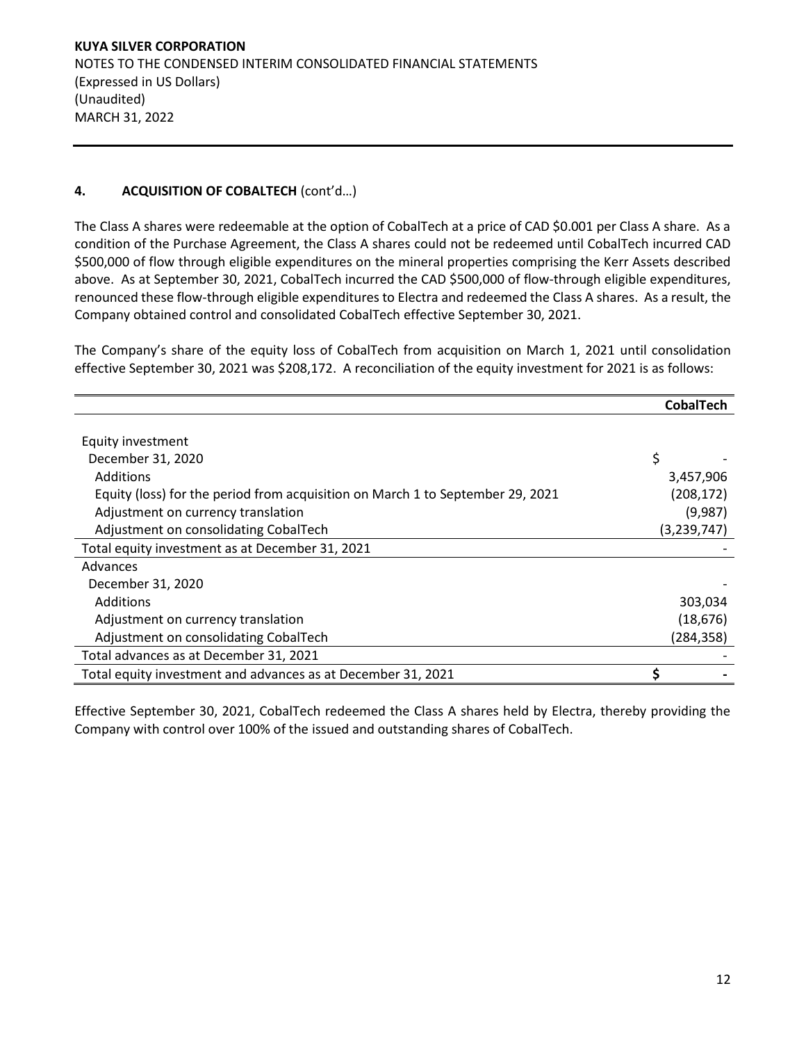## 4. ACQUISITION OF COBALTECH (cont'd…)

The Class A shares were redeemable at the option of CobalTech at a price of CAD $0.001 per Class A share. As a condition of the Purchase Agreement, the Class A shares could not be redeemed until CobalTech incurred CAD $500,000 of flow through eligible expenditures on the mineral properties comprising the Kerr Assets described above. As at September 30, 2021, CobalTech incurred the CAD $500,000 of flow-through eligible expenditures, renounced these flow-through eligible expenditures to Electra and redeemed the Class A shares. As a result, the Company obtained control and consolidated CobalTech effective September 30, 2021.

The Company's share of the equity loss of CobalTech from acquisition on March 1, 2021 until consolidation effective September 30, 2021 was $208,172. A reconciliation of the equity investment for 2021 is as follows:

| | CobalTech |
|---|---|
| Equity investment | |
| December 31, 2020 | $ - |
| Additions | 3,457,906 |
| Equity (loss) for the period from acquisition on March 1 to September 29, 2021 | (208,172) |
| Adjustment on currency translation | (9,987) |
| Adjustment on consolidating CobalTech | (3,239,747) |
| Total equity investment as at December 31, 2021 | - |
| Advances | |
| December 31, 2020 | - |
| Additions | 303,034 |
| Adjustment on currency translation | (18,676) |
| Adjustment on consolidating CobalTech | (284,358) |
| Total advances as at December 31, 2021 | - |
| Total equity investment and advances as at December 31, 2021 | $ - |

Effective September 30, 2021, CobalTech redeemed the Class A shares held by Electra, thereby providing the Company with control over 100% of the issued and outstanding shares of CobalTech.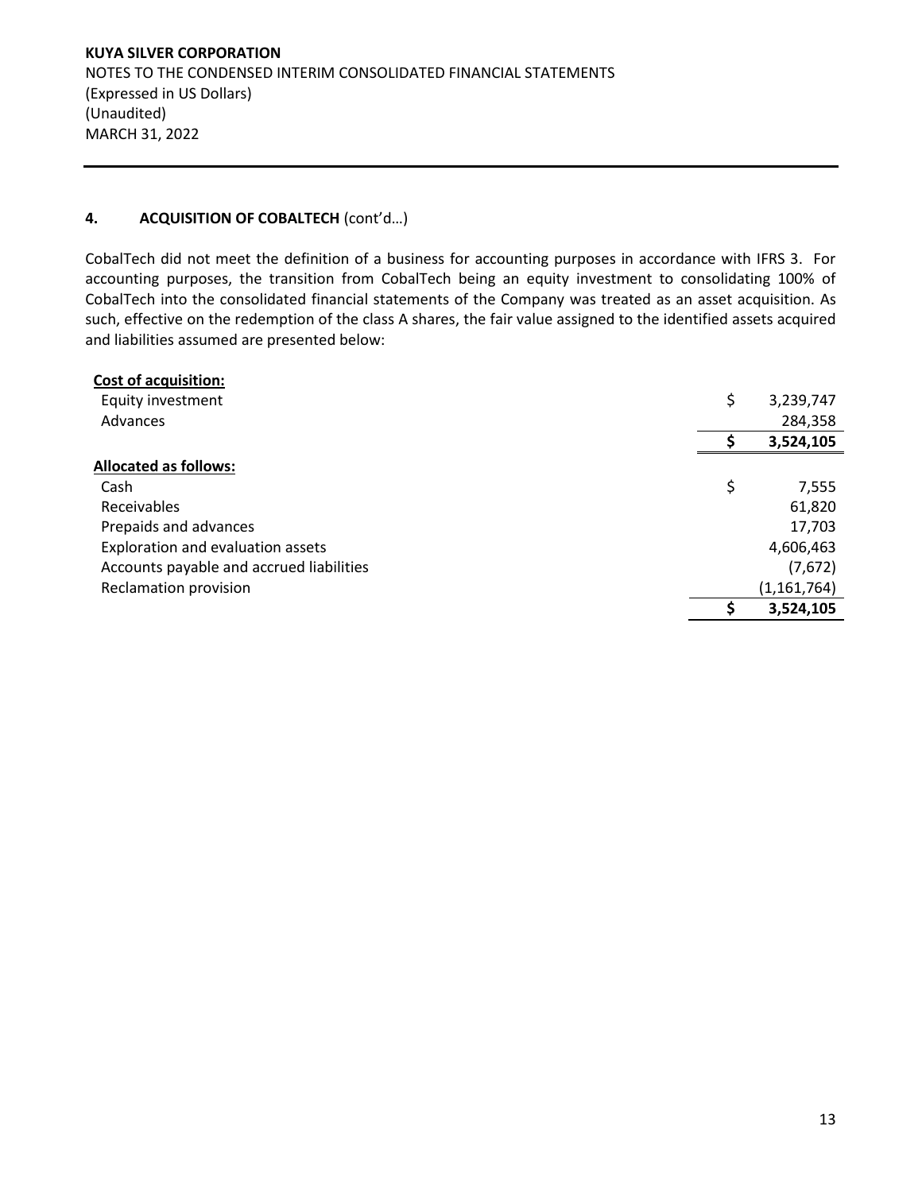## 4. ACQUISITION OF COBALTECH (cont'd…)

CobalTech did not meet the definition of a business for accounting purposes in accordance with IFRS 3. For accounting purposes, the transition from CobalTech being an equity investment to consolidating 100% of CobalTech into the consolidated financial statements of the Company was treated as an asset acquisition. As such, effective on the redemption of the class A shares, the fair value assigned to the identified assets acquired and liabilities assumed are presented below:

| | | |
|---|---|---|
| **Cost of acquisition:** | | |
| Equity investment | $ | 3,239,747 |
| Advances | | 284,358 |
| | **$** | **3,524,105** |
| **Allocated as follows:** | | |
| Cash | $ | 7,555 |
| Receivables | | 61,820 |
| Prepaids and advances | | 17,703 |
| Exploration and evaluation assets | | 4,606,463 |
| Accounts payable and accrued liabilities | | (7,672) |
| Reclamation provision | | (1,161,764) |
| | **$** | **3,524,105** |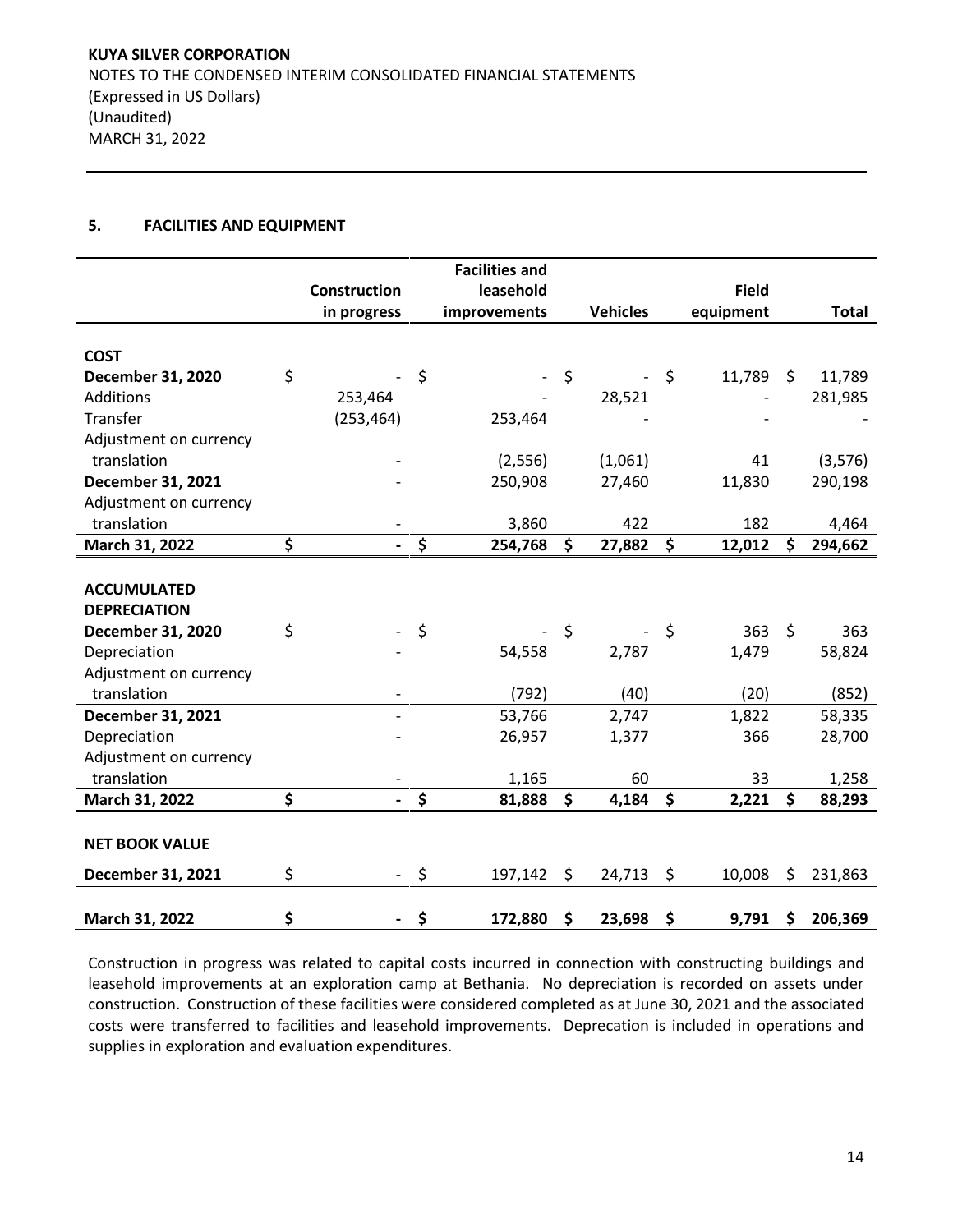**KUYA SILVER CORPORATION**
NOTES TO THE CONDENSED INTERIM CONSOLIDATED FINANCIAL STATEMENTS
(Expressed in US Dollars)
(Unaudited)
MARCH 31, 2022

## 5. FACILITIES AND EQUIPMENT

| | Construction in progress | Facilities and leasehold improvements | Vehicles | Field equipment | Total |
|---|---|---|---|---|---|
| **COST** | | | | | |
| **December 31, 2020** | $ - | $ - | $ - | $ 11,789 | $ 11,789 |
| Additions | 253,464 | - | 28,521 | - | 281,985 |
| Transfer | (253,464) | 253,464 | - | - | - |
| Adjustment on currency translation | - | (2,556) | (1,061) | 41 | (3,576) |
| **December 31, 2021** | - | 250,908 | 27,460 | 11,830 | 290,198 |
| Adjustment on currency translation | - | 3,860 | 422 | 182 | 4,464 |
| **March 31, 2022** | **$ -** | **$ 254,768** | **$ 27,882** | **$ 12,012** | **$ 294,662** |
| **ACCUMULATED DEPRECIATION** | | | | | |
| **December 31, 2020** | $ - | $ - | $ - | $ 363 | $ 363 |
| Depreciation | - | 54,558 | 2,787 | 1,479 | 58,824 |
| Adjustment on currency translation | - | (792) | (40) | (20) | (852) |
| **December 31, 2021** | - | 53,766 | 2,747 | 1,822 | 58,335 |
| Depreciation | - | 26,957 | 1,377 | 366 | 28,700 |
| Adjustment on currency translation | - | 1,165 | 60 | 33 | 1,258 |
| **March 31, 2022** | **$ -** | **$ 81,888** | **$ 4,184** | **$ 2,221** | **$ 88,293** |
| **NET BOOK VALUE** | | | | | |
| **December 31, 2021** | $ - | $ 197,142 | $ 24,713 | $ 10,008 | $ 231,863 |
| **March 31, 2022** | **$ -** | **$ 172,880** | **$ 23,698** | **$ 9,791** | **$ 206,369** |

Construction in progress was related to capital costs incurred in connection with constructing buildings and leasehold improvements at an exploration camp at Bethania. No depreciation is recorded on assets under construction. Construction of these facilities were considered completed as at June 30, 2021 and the associated costs were transferred to facilities and leasehold improvements. Deprecation is included in operations and supplies in exploration and evaluation expenditures.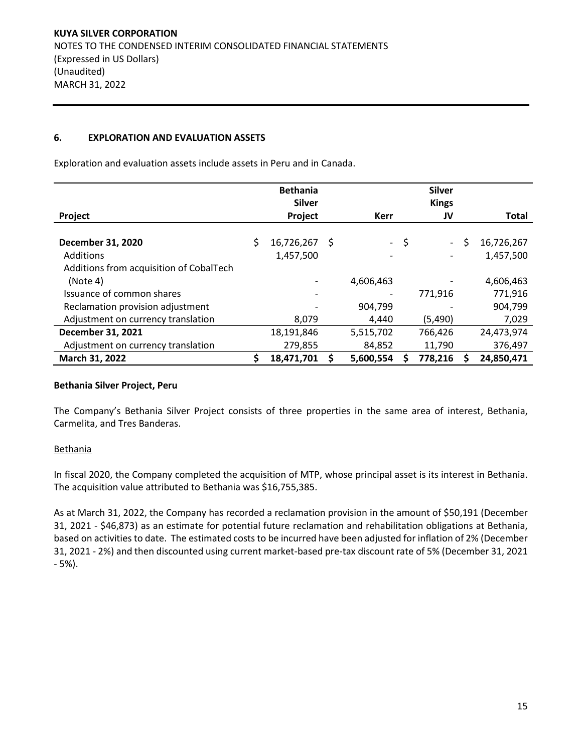## 6. EXPLORATION AND EVALUATION ASSETS

Exploration and evaluation assets include assets in Peru and in Canada.

| Project | Bethania Silver Project | Kerr | Silver Kings JV | Total |
|---|---|---|---|---|
| **December 31, 2020** | $ 16,726,267 | $ - | $ - | $ 16,726,267 |
| Additions | 1,457,500 | - | - | 1,457,500 |
| Additions from acquisition of CobalTech (Note 4) | - | 4,606,463 | - | 4,606,463 |
| Issuance of common shares | - | - | 771,916 | 771,916 |
| Reclamation provision adjustment | - | 904,799 | - | 904,799 |
| Adjustment on currency translation | 8,079 | 4,440 | (5,490) | 7,029 |
| **December 31, 2021** | 18,191,846 | 5,515,702 | 766,426 | 24,473,974 |
| Adjustment on currency translation | 279,855 | 84,852 | 11,790 | 376,497 |
| **March 31, 2022** | **$ 18,471,701** | **$ 5,600,554** | **$ 778,216** | **$ 24,850,471** |

**Bethania Silver Project, Peru**

The Company's Bethania Silver Project consists of three properties in the same area of interest, Bethania, Carmelita, and Tres Banderas.

Bethania

In fiscal 2020, the Company completed the acquisition of MTP, whose principal asset is its interest in Bethania. The acquisition value attributed to Bethania was $16,755,385.

As at March 31, 2022, the Company has recorded a reclamation provision in the amount of $50,191 (December 31, 2021 - $46,873) as an estimate for potential future reclamation and rehabilitation obligations at Bethania, based on activities to date. The estimated costs to be incurred have been adjusted for inflation of 2% (December 31, 2021 - 2%) and then discounted using current market-based pre-tax discount rate of 5% (December 31, 2021 - 5%).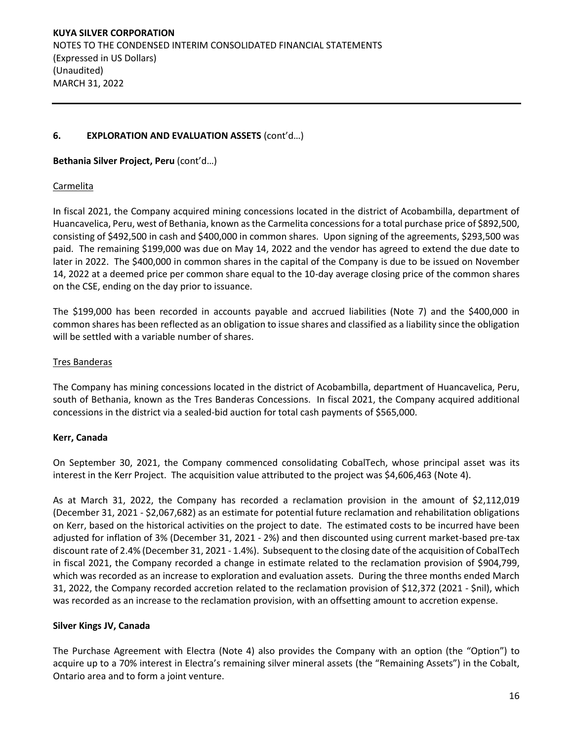## 6. EXPLORATION AND EVALUATION ASSETS (cont'd…)

**Bethania Silver Project, Peru** (cont'd…)

Carmelita

In fiscal 2021, the Company acquired mining concessions located in the district of Acobambilla, department of Huancavelica, Peru, west of Bethania, known as the Carmelita concessions for a total purchase price of $892,500, consisting of $492,500 in cash and $400,000 in common shares. Upon signing of the agreements, $293,500 was paid. The remaining $199,000 was due on May 14, 2022 and the vendor has agreed to extend the due date to later in 2022. The $400,000 in common shares in the capital of the Company is due to be issued on November 14, 2022 at a deemed price per common share equal to the 10-day average closing price of the common shares on the CSE, ending on the day prior to issuance.

The $199,000 has been recorded in accounts payable and accrued liabilities (Note 7) and the $400,000 in common shares has been reflected as an obligation to issue shares and classified as a liability since the obligation will be settled with a variable number of shares.

Tres Banderas

The Company has mining concessions located in the district of Acobambilla, department of Huancavelica, Peru, south of Bethania, known as the Tres Banderas Concessions. In fiscal 2021, the Company acquired additional concessions in the district via a sealed-bid auction for total cash payments of $565,000.

**Kerr, Canada**

On September 30, 2021, the Company commenced consolidating CobalTech, whose principal asset was its interest in the Kerr Project. The acquisition value attributed to the project was $4,606,463 (Note 4).

As at March 31, 2022, the Company has recorded a reclamation provision in the amount of $2,112,019 (December 31, 2021 - $2,067,682) as an estimate for potential future reclamation and rehabilitation obligations on Kerr, based on the historical activities on the project to date. The estimated costs to be incurred have been adjusted for inflation of 3% (December 31, 2021 - 2%) and then discounted using current market-based pre-tax discount rate of 2.4% (December 31, 2021 - 1.4%). Subsequent to the closing date of the acquisition of CobalTech in fiscal 2021, the Company recorded a change in estimate related to the reclamation provision of $904,799, which was recorded as an increase to exploration and evaluation assets. During the three months ended March 31, 2022, the Company recorded accretion related to the reclamation provision of $12,372 (2021 - $nil), which was recorded as an increase to the reclamation provision, with an offsetting amount to accretion expense.

**Silver Kings JV, Canada**

The Purchase Agreement with Electra (Note 4) also provides the Company with an option (the "Option") to acquire up to a 70% interest in Electra's remaining silver mineral assets (the "Remaining Assets") in the Cobalt, Ontario area and to form a joint venture.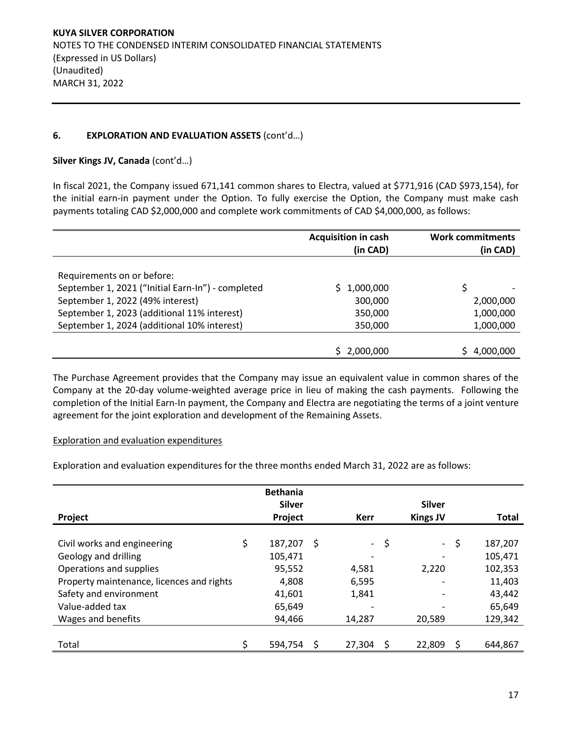### 6. EXPLORATION AND EVALUATION ASSETS (cont'd…)

**Silver Kings JV, Canada** (cont'd…)

In fiscal 2021, the Company issued 671,141 common shares to Electra, valued at $771,916 (CAD $973,154), for the initial earn-in payment under the Option. To fully exercise the Option, the Company must make cash payments totaling CAD $2,000,000 and complete work commitments of CAD $4,000,000, as follows:

| | Acquisition in cash (in CAD) | Work commitments (in CAD) |
|---|---|---|
| Requirements on or before: | | |
| September 1, 2021 ("Initial Earn-In") - completed | $ 1,000,000 | $ - |
| September 1, 2022 (49% interest) | 300,000 | 2,000,000 |
| September 1, 2023 (additional 11% interest) | 350,000 | 1,000,000 |
| September 1, 2024 (additional 10% interest) | 350,000 | 1,000,000 |
| | $ 2,000,000 | $ 4,000,000 |

The Purchase Agreement provides that the Company may issue an equivalent value in common shares of the Company at the 20-day volume-weighted average price in lieu of making the cash payments. Following the completion of the Initial Earn-In payment, the Company and Electra are negotiating the terms of a joint venture agreement for the joint exploration and development of the Remaining Assets.

Exploration and evaluation expenditures

Exploration and evaluation expenditures for the three months ended March 31, 2022 are as follows:

| Project | Bethania Silver Project | Kerr | Silver Kings JV | Total |
|---|---|---|---|---|
| Civil works and engineering | $ 187,207 | $ - | $ - | $ 187,207 |
| Geology and drilling | 105,471 | - | - | 105,471 |
| Operations and supplies | 95,552 | 4,581 | 2,220 | 102,353 |
| Property maintenance, licences and rights | 4,808 | 6,595 | - | 11,403 |
| Safety and environment | 41,601 | 1,841 | - | 43,442 |
| Value-added tax | 65,649 | - | - | 65,649 |
| Wages and benefits | 94,466 | 14,287 | 20,589 | 129,342 |
| Total | $ 594,754 | $ 27,304 | $ 22,809 | $ 644,867 |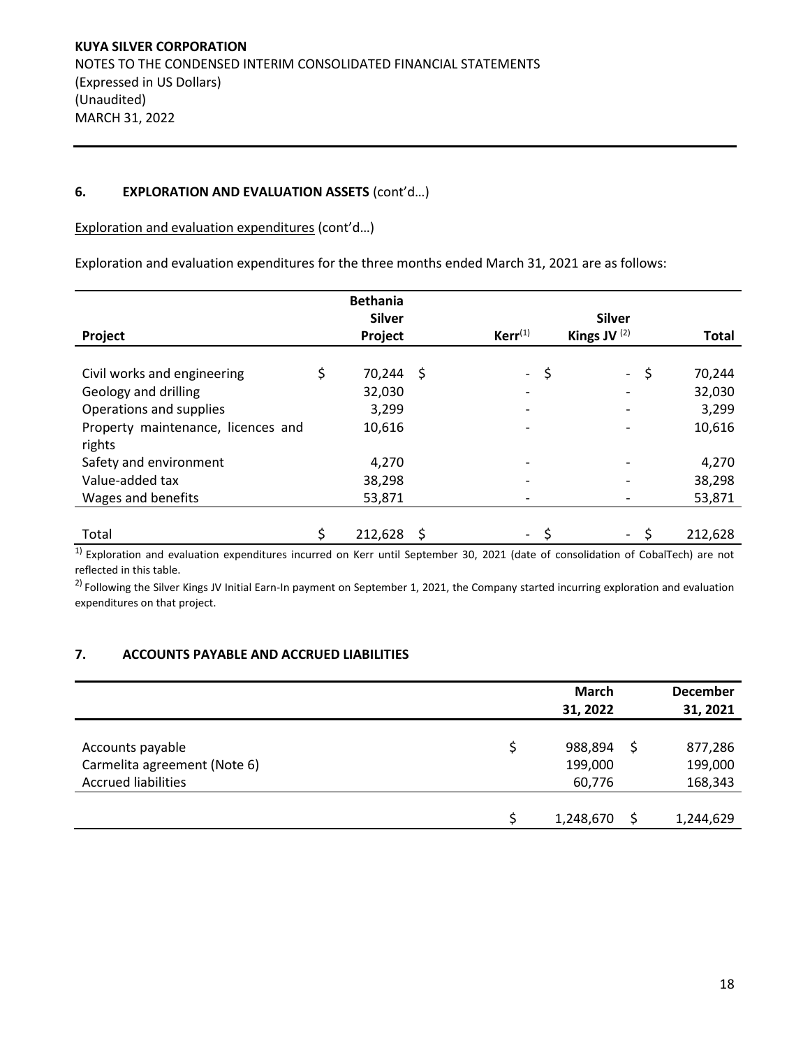**KUYA SILVER CORPORATION**
NOTES TO THE CONDENSED INTERIM CONSOLIDATED FINANCIAL STATEMENTS
(Expressed in US Dollars)
(Unaudited)
MARCH 31, 2022

## 6. EXPLORATION AND EVALUATION ASSETS (cont'd…)

Exploration and evaluation expenditures (cont'd…)

Exploration and evaluation expenditures for the three months ended March 31, 2021 are as follows:

| Project | Bethania Silver Project | Kerr[1] | Silver Kings JV [2] | Total |
|---|---|---|---|---|
| Civil works and engineering | $ 70,244 | $ - | $ - | $ 70,244 |
| Geology and drilling | 32,030 | - | - | 32,030 |
| Operations and supplies | 3,299 | - | - | 3,299 |
| Property maintenance, licences and rights | 10,616 | - | - | 10,616 |
| Safety and environment | 4,270 | - | - | 4,270 |
| Value-added tax | 38,298 | - | - | 38,298 |
| Wages and benefits | 53,871 | - | - | 53,871 |
| Total | $ 212,628 | $ - | $ - | $ 212,628 |

1) Exploration and evaluation expenditures incurred on Kerr until September 30, 2021 (date of consolidation of CobalTech) are not reflected in this table.

2) Following the Silver Kings JV Initial Earn-In payment on September 1, 2021, the Company started incurring exploration and evaluation expenditures on that project.

## 7. ACCOUNTS PAYABLE AND ACCRUED LIABILITIES

| | March 31, 2022 | December 31, 2021 |
|---|---|---|
| Accounts payable | $ 988,894 | $ 877,286 |
| Carmelita agreement (Note 6) | 199,000 | 199,000 |
| Accrued liabilities | 60,776 | 168,343 |
| | $ 1,248,670 | $ 1,244,629 |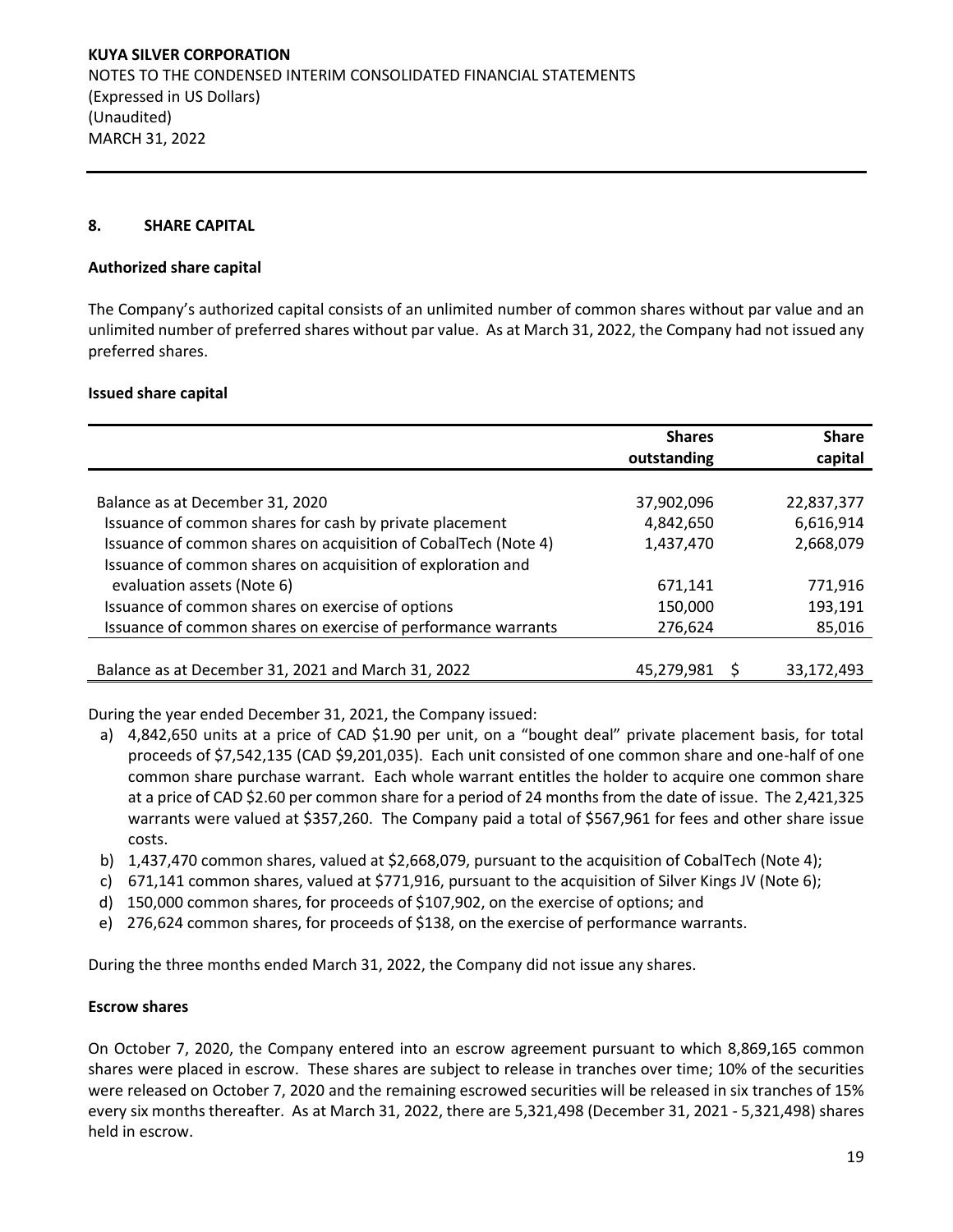## 8. SHARE CAPITAL

**Authorized share capital**

The Company's authorized capital consists of an unlimited number of common shares without par value and an unlimited number of preferred shares without par value. As at March 31, 2022, the Company had not issued any preferred shares.

**Issued share capital**

| | Shares outstanding | Share capital |
|---|---:|---:|
| Balance as at December 31, 2020 | 37,902,096 | 22,837,377 |
| Issuance of common shares for cash by private placement | 4,842,650 | 6,616,914 |
| Issuance of common shares on acquisition of CobalTech (Note 4) | 1,437,470 | 2,668,079 |
| Issuance of common shares on acquisition of exploration and evaluation assets (Note 6) | 671,141 | 771,916 |
| Issuance of common shares on exercise of options | 150,000 | 193,191 |
| Issuance of common shares on exercise of performance warrants | 276,624 | 85,016 |
| Balance as at December 31, 2021 and March 31, 2022 | 45,279,981 | $ 33,172,493 |

During the year ended December 31, 2021, the Company issued:

a) 4,842,650 units at a price of CAD $1.90 per unit, on a "bought deal" private placement basis, for total proceeds of $7,542,135 (CAD $9,201,035). Each unit consisted of one common share and one-half of one common share purchase warrant. Each whole warrant entitles the holder to acquire one common share at a price of CAD $2.60 per common share for a period of 24 months from the date of issue. The 2,421,325 warrants were valued at $357,260. The Company paid a total of $567,961 for fees and other share issue costs.
b) 1,437,470 common shares, valued at $2,668,079, pursuant to the acquisition of CobalTech (Note 4);
c) 671,141 common shares, valued at $771,916, pursuant to the acquisition of Silver Kings JV (Note 6);
d) 150,000 common shares, for proceeds of $107,902, on the exercise of options; and
e) 276,624 common shares, for proceeds of $138, on the exercise of performance warrants.

During the three months ended March 31, 2022, the Company did not issue any shares.

**Escrow shares**

On October 7, 2020, the Company entered into an escrow agreement pursuant to which 8,869,165 common shares were placed in escrow. These shares are subject to release in tranches over time; 10% of the securities were released on October 7, 2020 and the remaining escrowed securities will be released in six tranches of 15% every six months thereafter. As at March 31, 2022, there are 5,321,498 (December 31, 2021 - 5,321,498) shares held in escrow.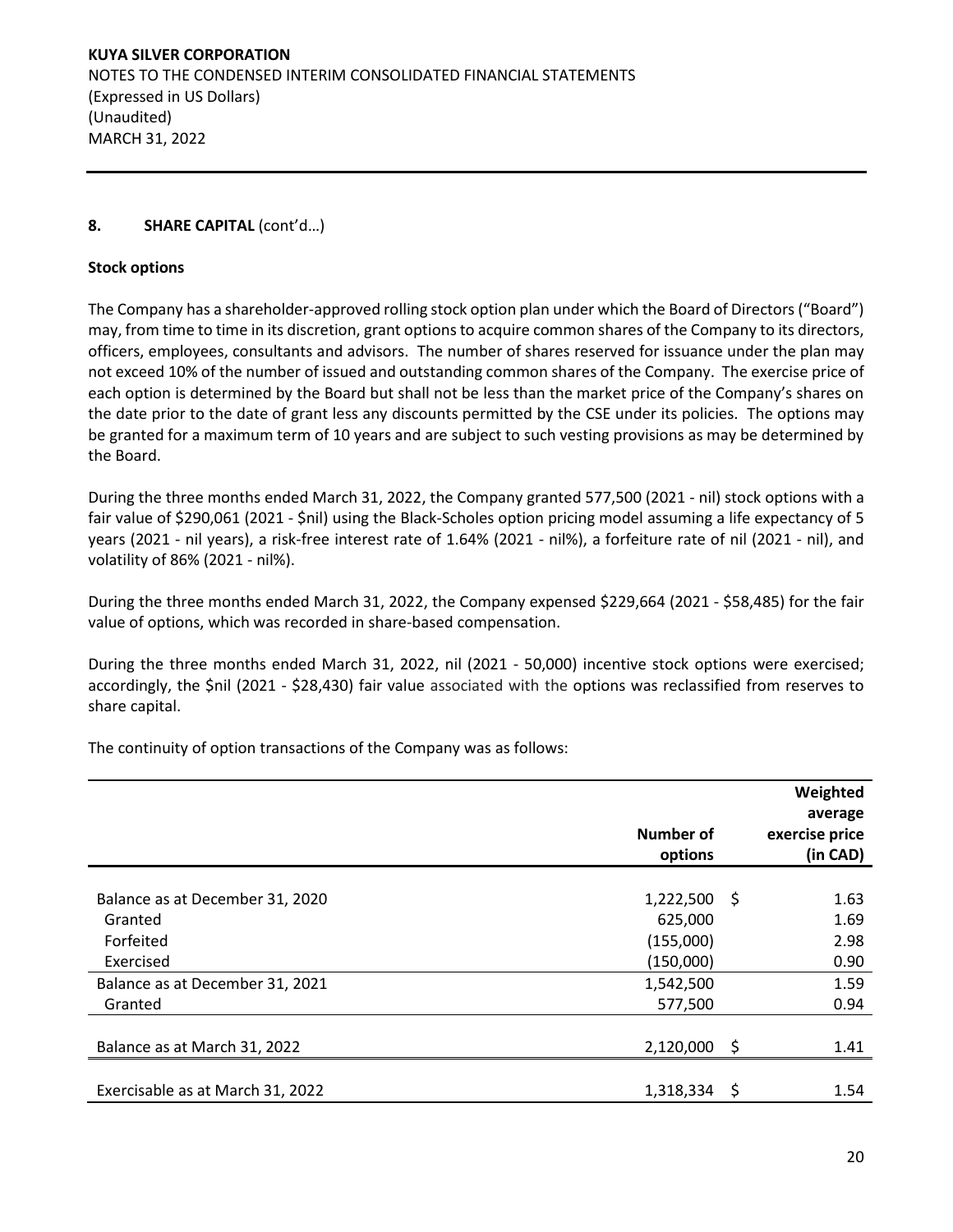## 8. SHARE CAPITAL (cont'd…)

### Stock options

The Company has a shareholder-approved rolling stock option plan under which the Board of Directors ("Board") may, from time to time in its discretion, grant options to acquire common shares of the Company to its directors, officers, employees, consultants and advisors. The number of shares reserved for issuance under the plan may not exceed 10% of the number of issued and outstanding common shares of the Company. The exercise price of each option is determined by the Board but shall not be less than the market price of the Company's shares on the date prior to the date of grant less any discounts permitted by the CSE under its policies. The options may be granted for a maximum term of 10 years and are subject to such vesting provisions as may be determined by the Board.

During the three months ended March 31, 2022, the Company granted 577,500 (2021 - nil) stock options with a fair value of $290,061 (2021 - $nil) using the Black-Scholes option pricing model assuming a life expectancy of 5 years (2021 - nil years), a risk-free interest rate of 1.64% (2021 - nil%), a forfeiture rate of nil (2021 - nil), and volatility of 86% (2021 - nil%).

During the three months ended March 31, 2022, the Company expensed $229,664 (2021 - $58,485) for the fair value of options, which was recorded in share-based compensation.

During the three months ended March 31, 2022, nil (2021 - 50,000) incentive stock options were exercised; accordingly, the $nil (2021 - $28,430) fair value associated with the options was reclassified from reserves to share capital.

The continuity of option transactions of the Company was as follows:

| | Number of options | Weighted average exercise price (in CAD) |
|---|---|---|
| Balance as at December 31, 2020 | 1,222,500 | $ 1.63 |
| Granted | 625,000 | 1.69 |
| Forfeited | (155,000) | 2.98 |
| Exercised | (150,000) | 0.90 |
| Balance as at December 31, 2021 | 1,542,500 | 1.59 |
| Granted | 577,500 | 0.94 |
| Balance as at March 31, 2022 | 2,120,000 | $ 1.41 |
| Exercisable as at March 31, 2022 | 1,318,334 | $ 1.54 |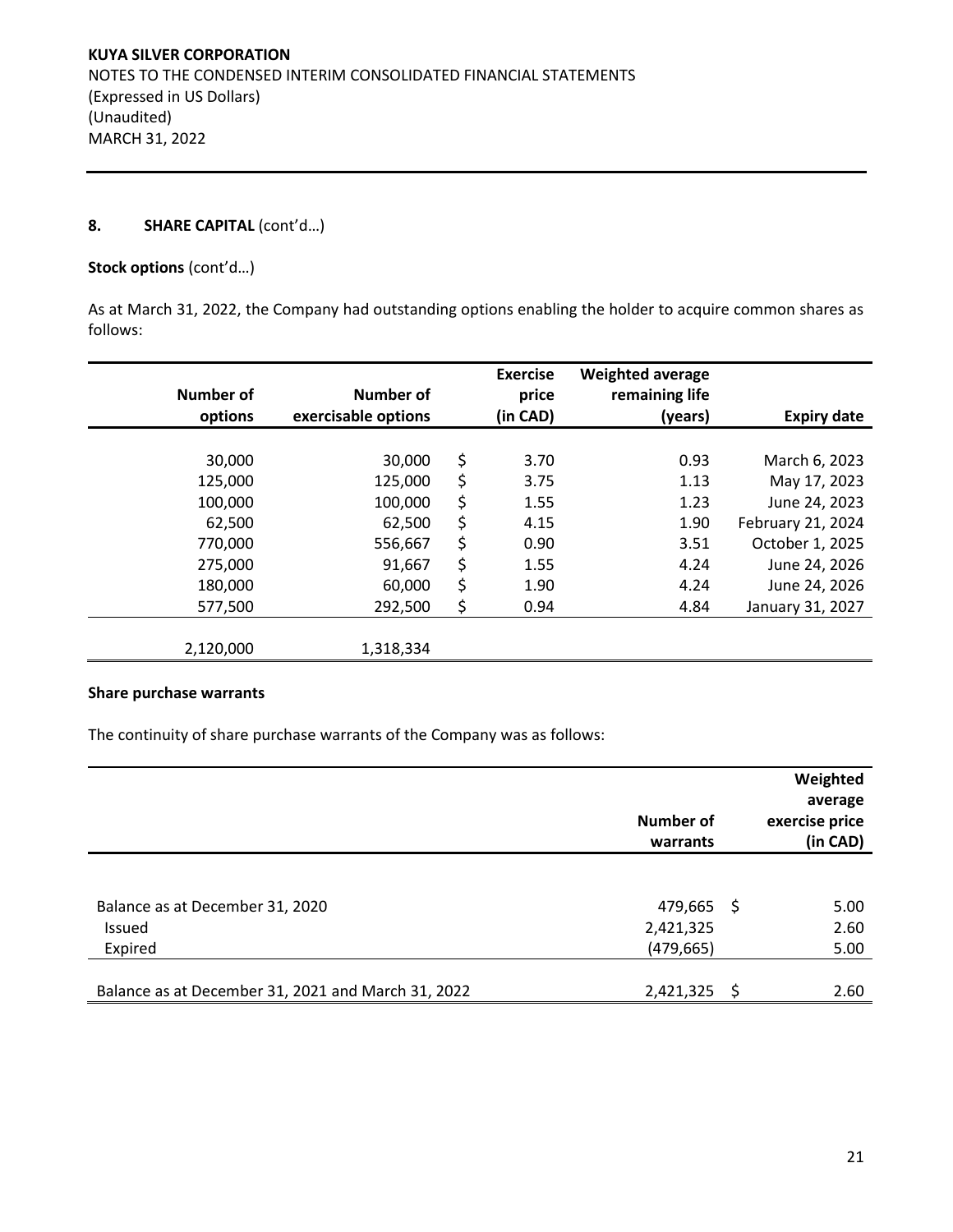## 8. SHARE CAPITAL (cont'd…)

**Stock options** (cont'd…)

As at March 31, 2022, the Company had outstanding options enabling the holder to acquire common shares as follows:

| Number of options | Number of exercisable options | Exercise price (in CAD) | Weighted average remaining life (years) | Expiry date |
|---:|---:|---:|---:|---:|
| 30,000 | 30,000 | $ 3.70 | 0.93 | March 6, 2023 |
| 125,000 | 125,000 | $ 3.75 | 1.13 | May 17, 2023 |
| 100,000 | 100,000 | $ 1.55 | 1.23 | June 24, 2023 |
| 62,500 | 62,500 | $ 4.15 | 1.90 | February 21, 2024 |
| 770,000 | 556,667 | $ 0.90 | 3.51 | October 1, 2025 |
| 275,000 | 91,667 | $ 1.55 | 4.24 | June 24, 2026 |
| 180,000 | 60,000 | $ 1.90 | 4.24 | June 24, 2026 |
| 577,500 | 292,500 | $ 0.94 | 4.84 | January 31, 2027 |
| 2,120,000 | 1,318,334 | | | |

**Share purchase warrants**

The continuity of share purchase warrants of the Company was as follows:

| | Number of warrants | Weighted average exercise price (in CAD) |
|---|---:|---:|
| Balance as at December 31, 2020 | 479,665 | $ 5.00 |
| Issued | 2,421,325 | 2.60 |
| Expired | (479,665) | 5.00 |
| Balance as at December 31, 2021 and March 31, 2022 | 2,421,325 | $ 2.60 |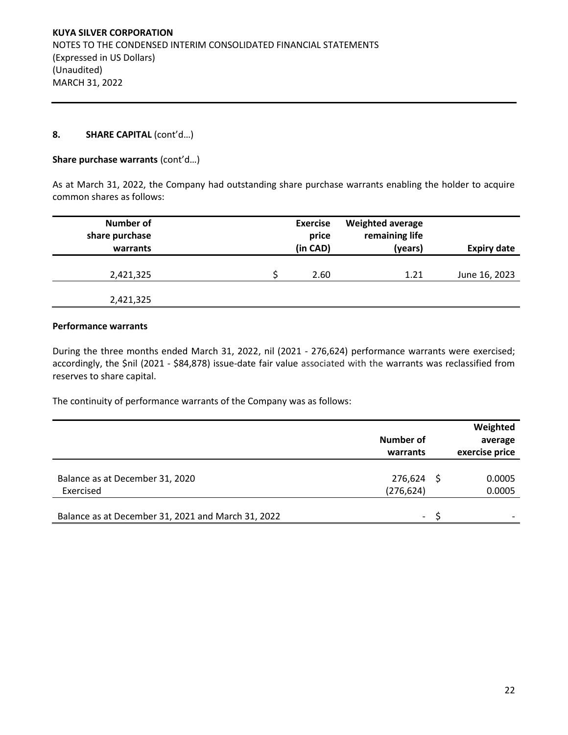## 8. SHARE CAPITAL (cont'd…)

**Share purchase warrants** (cont'd…)

As at March 31, 2022, the Company had outstanding share purchase warrants enabling the holder to acquire common shares as follows:

| Number of share purchase warrants | Exercise price (in CAD) | Weighted average remaining life (years) | Expiry date |
|---|---|---|---|
| 2,421,325 | $ 2.60 | 1.21 | June 16, 2023 |
| 2,421,325 | | | |

**Performance warrants**

During the three months ended March 31, 2022, nil (2021 - 276,624) performance warrants were exercised; accordingly, the $nil (2021 - $84,878) issue-date fair value associated with the warrants was reclassified from reserves to share capital.

The continuity of performance warrants of the Company was as follows:

| | Number of warrants | Weighted average exercise price |
|---|---|---|
| Balance as at December 31, 2020 | 276,624 | $ 0.0005 |
| Exercised | (276,624) | 0.0005 |
| Balance as at December 31, 2021 and March 31, 2022 | - | $ - |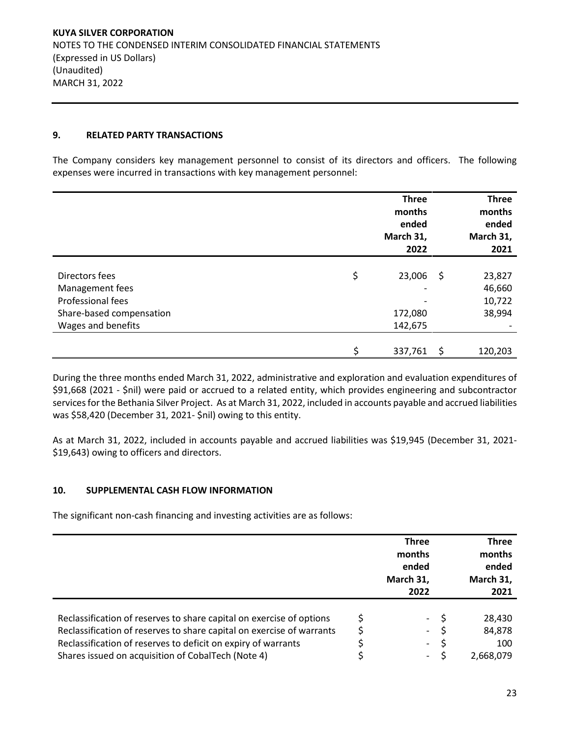## 9. RELATED PARTY TRANSACTIONS

The Company considers key management personnel to consist of its directors and officers. The following expenses were incurred in transactions with key management personnel:

| | Three months ended March 31, 2022 | Three months ended March 31, 2021 |
|---|---|---|
| Directors fees | $ 23,006 | $ 23,827 |
| Management fees | - | 46,660 |
| Professional fees | - | 10,722 |
| Share-based compensation | 172,080 | 38,994 |
| Wages and benefits | 142,675 | - |
| | $ 337,761 | $ 120,203 |

During the three months ended March 31, 2022, administrative and exploration and evaluation expenditures of $91,668 (2021 - $nil) were paid or accrued to a related entity, which provides engineering and subcontractor services for the Bethania Silver Project. As at March 31, 2022, included in accounts payable and accrued liabilities was $58,420 (December 31, 2021- $nil) owing to this entity.

As at March 31, 2022, included in accounts payable and accrued liabilities was $19,945 (December 31, 2021- $19,643) owing to officers and directors.

## 10. SUPPLEMENTAL CASH FLOW INFORMATION

The significant non-cash financing and investing activities are as follows:

| | Three months ended March 31, 2022 | Three months ended March 31, 2021 |
|---|---|---|
| Reclassification of reserves to share capital on exercise of options | $ - | $ 28,430 |
| Reclassification of reserves to share capital on exercise of warrants | $ - | $ 84,878 |
| Reclassification of reserves to deficit on expiry of warrants | $ - | $ 100 |
| Shares issued on acquisition of CobalTech (Note 4) | $ - | $ 2,668,079 |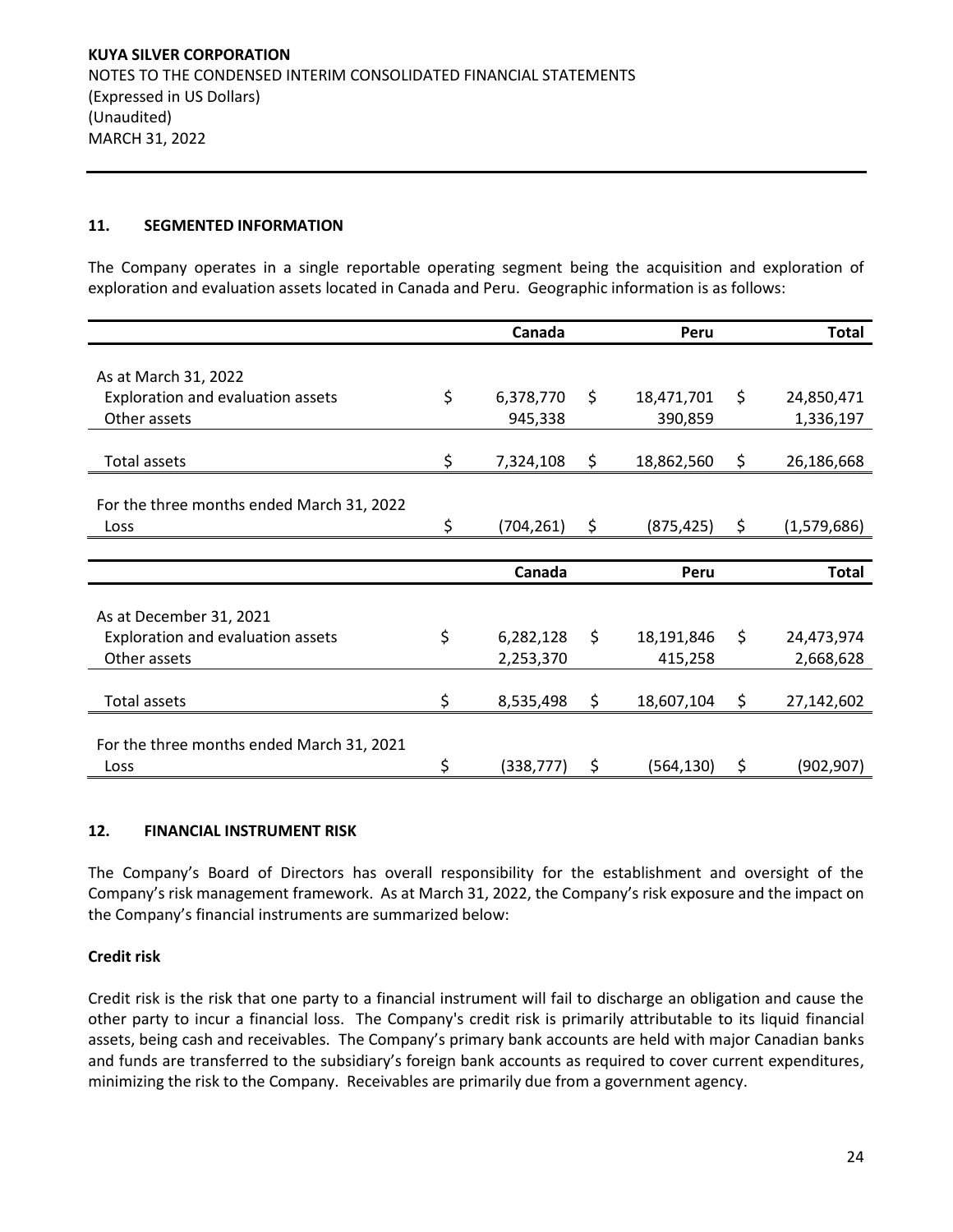## 11. SEGMENTED INFORMATION

The Company operates in a single reportable operating segment being the acquisition and exploration of exploration and evaluation assets located in Canada and Peru. Geographic information is as follows:

| | Canada | Peru | Total |
|---|---|---|---|
| As at March 31, 2022 | | | |
| Exploration and evaluation assets | $ 6,378,770 | $ 18,471,701 | $ 24,850,471 |
| Other assets | 945,338 | 390,859 | 1,336,197 |
| Total assets | $ 7,324,108 | $ 18,862,560 | $ 26,186,668 |
| For the three months ended March 31, 2022 | | | |
| Loss | $ (704,261) | $ (875,425) | $ (1,579,686) |

| | Canada | Peru | Total |
|---|---|---|---|
| As at December 31, 2021 | | | |
| Exploration and evaluation assets | $ 6,282,128 | $ 18,191,846 | $ 24,473,974 |
| Other assets | 2,253,370 | 415,258 | 2,668,628 |
| Total assets | $ 8,535,498 | $ 18,607,104 | $ 27,142,602 |
| For the three months ended March 31, 2021 | | | |
| Loss | $ (338,777) | $ (564,130) | $ (902,907) |

## 12. FINANCIAL INSTRUMENT RISK

The Company's Board of Directors has overall responsibility for the establishment and oversight of the Company's risk management framework. As at March 31, 2022, the Company's risk exposure and the impact on the Company's financial instruments are summarized below:

**Credit risk**

Credit risk is the risk that one party to a financial instrument will fail to discharge an obligation and cause the other party to incur a financial loss. The Company's credit risk is primarily attributable to its liquid financial assets, being cash and receivables. The Company's primary bank accounts are held with major Canadian banks and funds are transferred to the subsidiary's foreign bank accounts as required to cover current expenditures, minimizing the risk to the Company. Receivables are primarily due from a government agency.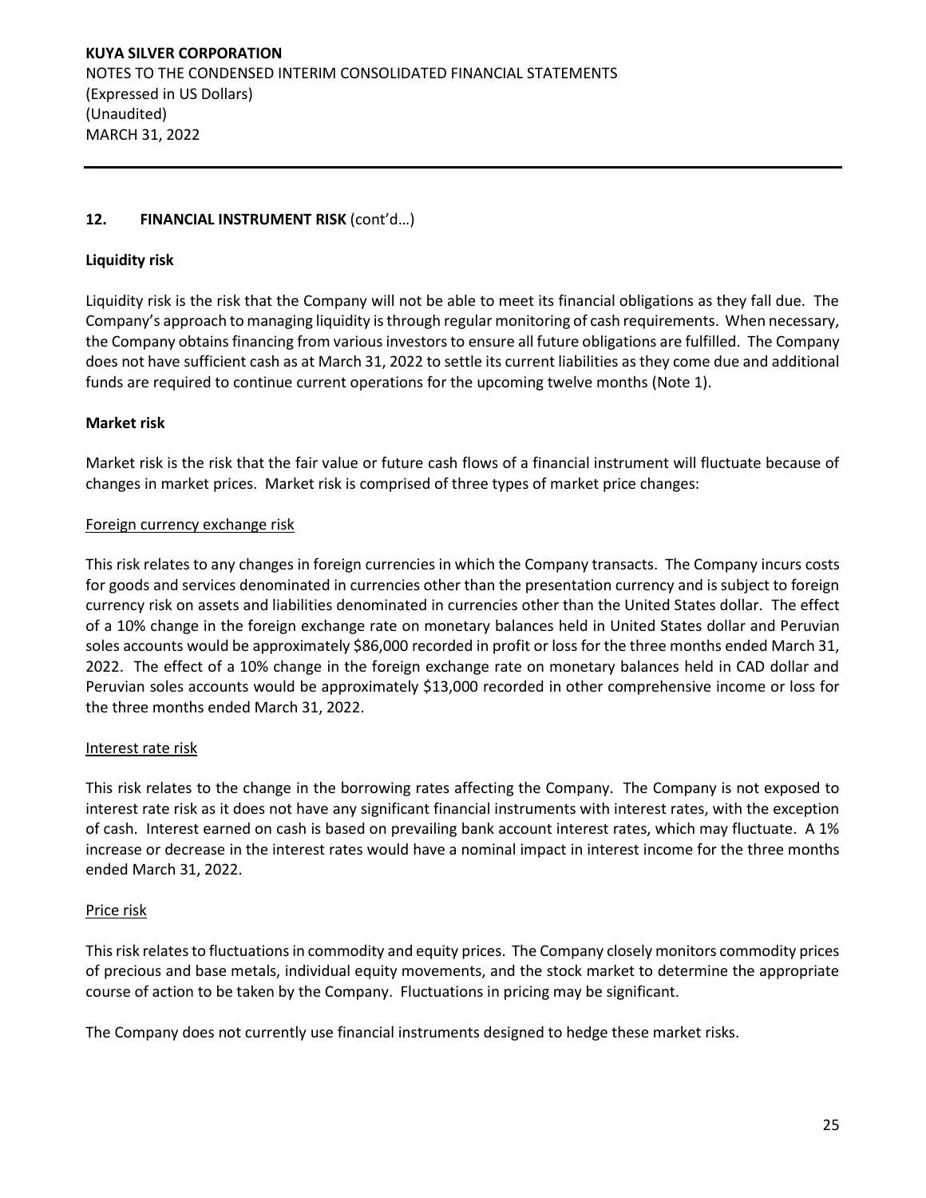## 12. FINANCIAL INSTRUMENT RISK (cont'd…)

**Liquidity risk**

Liquidity risk is the risk that the Company will not be able to meet its financial obligations as they fall due. The Company's approach to managing liquidity is through regular monitoring of cash requirements. When necessary, the Company obtains financing from various investors to ensure all future obligations are fulfilled. The Company does not have sufficient cash as at March 31, 2022 to settle its current liabilities as they come due and additional funds are required to continue current operations for the upcoming twelve months (Note 1).

**Market risk**

Market risk is the risk that the fair value or future cash flows of a financial instrument will fluctuate because of changes in market prices. Market risk is comprised of three types of market price changes:

Foreign currency exchange risk

This risk relates to any changes in foreign currencies in which the Company transacts. The Company incurs costs for goods and services denominated in currencies other than the presentation currency and is subject to foreign currency risk on assets and liabilities denominated in currencies other than the United States dollar. The effect of a 10% change in the foreign exchange rate on monetary balances held in United States dollar and Peruvian soles accounts would be approximately $86,000 recorded in profit or loss for the three months ended March 31, 2022. The effect of a 10% change in the foreign exchange rate on monetary balances held in CAD dollar and Peruvian soles accounts would be approximately $13,000 recorded in other comprehensive income or loss for the three months ended March 31, 2022.

Interest rate risk

This risk relates to the change in the borrowing rates affecting the Company. The Company is not exposed to interest rate risk as it does not have any significant financial instruments with interest rates, with the exception of cash. Interest earned on cash is based on prevailing bank account interest rates, which may fluctuate. A 1% increase or decrease in the interest rates would have a nominal impact in interest income for the three months ended March 31, 2022.

Price risk

This risk relates to fluctuations in commodity and equity prices. The Company closely monitors commodity prices of precious and base metals, individual equity movements, and the stock market to determine the appropriate course of action to be taken by the Company. Fluctuations in pricing may be significant.

The Company does not currently use financial instruments designed to hedge these market risks.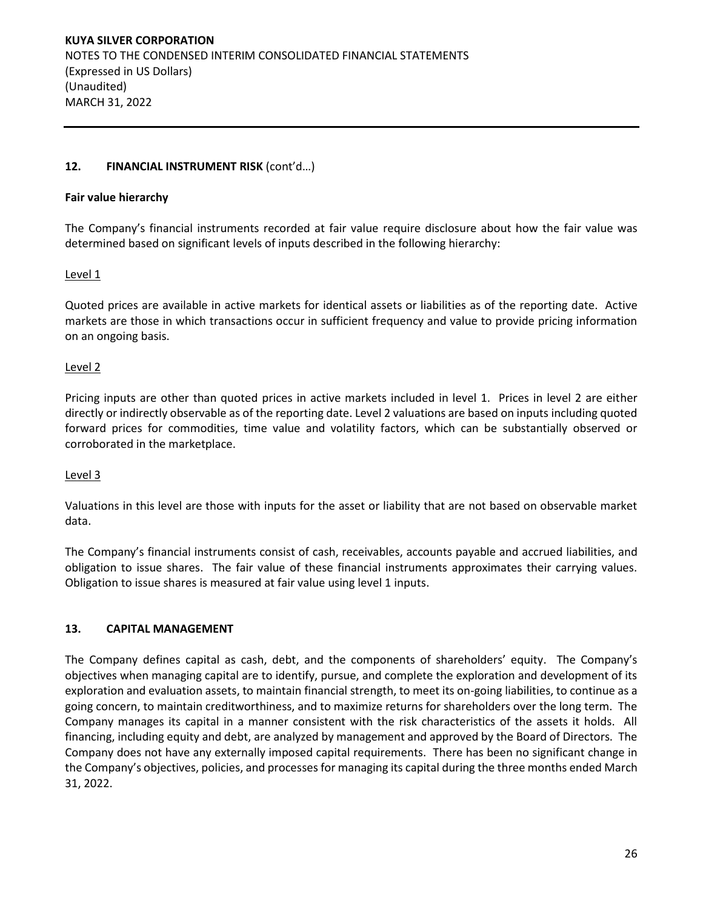## 12. FINANCIAL INSTRUMENT RISK (cont'd…)

**Fair value hierarchy**

The Company's financial instruments recorded at fair value require disclosure about how the fair value was determined based on significant levels of inputs described in the following hierarchy:

Level 1

Quoted prices are available in active markets for identical assets or liabilities as of the reporting date. Active markets are those in which transactions occur in sufficient frequency and value to provide pricing information on an ongoing basis.

Level 2

Pricing inputs are other than quoted prices in active markets included in level 1. Prices in level 2 are either directly or indirectly observable as of the reporting date. Level 2 valuations are based on inputs including quoted forward prices for commodities, time value and volatility factors, which can be substantially observed or corroborated in the marketplace.

Level 3

Valuations in this level are those with inputs for the asset or liability that are not based on observable market data.

The Company's financial instruments consist of cash, receivables, accounts payable and accrued liabilities, and obligation to issue shares. The fair value of these financial instruments approximates their carrying values. Obligation to issue shares is measured at fair value using level 1 inputs.

## 13. CAPITAL MANAGEMENT

The Company defines capital as cash, debt, and the components of shareholders' equity. The Company's objectives when managing capital are to identify, pursue, and complete the exploration and development of its exploration and evaluation assets, to maintain financial strength, to meet its on-going liabilities, to continue as a going concern, to maintain creditworthiness, and to maximize returns for shareholders over the long term. The Company manages its capital in a manner consistent with the risk characteristics of the assets it holds. All financing, including equity and debt, are analyzed by management and approved by the Board of Directors. The Company does not have any externally imposed capital requirements. There has been no significant change in the Company's objectives, policies, and processes for managing its capital during the three months ended March 31, 2022.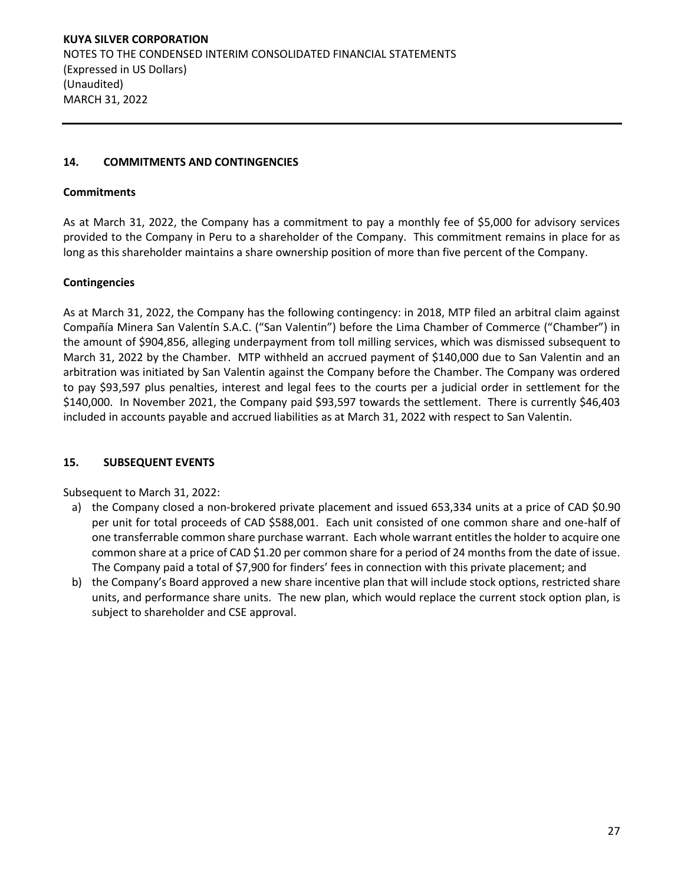## 14. COMMITMENTS AND CONTINGENCIES

### Commitments

As at March 31, 2022, the Company has a commitment to pay a monthly fee of $5,000 for advisory services provided to the Company in Peru to a shareholder of the Company. This commitment remains in place for as long as this shareholder maintains a share ownership position of more than five percent of the Company.

### Contingencies

As at March 31, 2022, the Company has the following contingency: in 2018, MTP filed an arbitral claim against Compañía Minera San Valentín S.A.C. ("San Valentin") before the Lima Chamber of Commerce ("Chamber") in the amount of $904,856, alleging underpayment from toll milling services, which was dismissed subsequent to March 31, 2022 by the Chamber. MTP withheld an accrued payment of $140,000 due to San Valentin and an arbitration was initiated by San Valentin against the Company before the Chamber. The Company was ordered to pay $93,597 plus penalties, interest and legal fees to the courts per a judicial order in settlement for the $140,000. In November 2021, the Company paid $93,597 towards the settlement. There is currently $46,403 included in accounts payable and accrued liabilities as at March 31, 2022 with respect to San Valentin.

## 15. SUBSEQUENT EVENTS

Subsequent to March 31, 2022:

a) the Company closed a non-brokered private placement and issued 653,334 units at a price of CAD $0.90 per unit for total proceeds of CAD $588,001. Each unit consisted of one common share and one-half of one transferrable common share purchase warrant. Each whole warrant entitles the holder to acquire one common share at a price of CAD $1.20 per common share for a period of 24 months from the date of issue. The Company paid a total of $7,900 for finders' fees in connection with this private placement; and

b) the Company's Board approved a new share incentive plan that will include stock options, restricted share units, and performance share units. The new plan, which would replace the current stock option plan, is subject to shareholder and CSE approval.